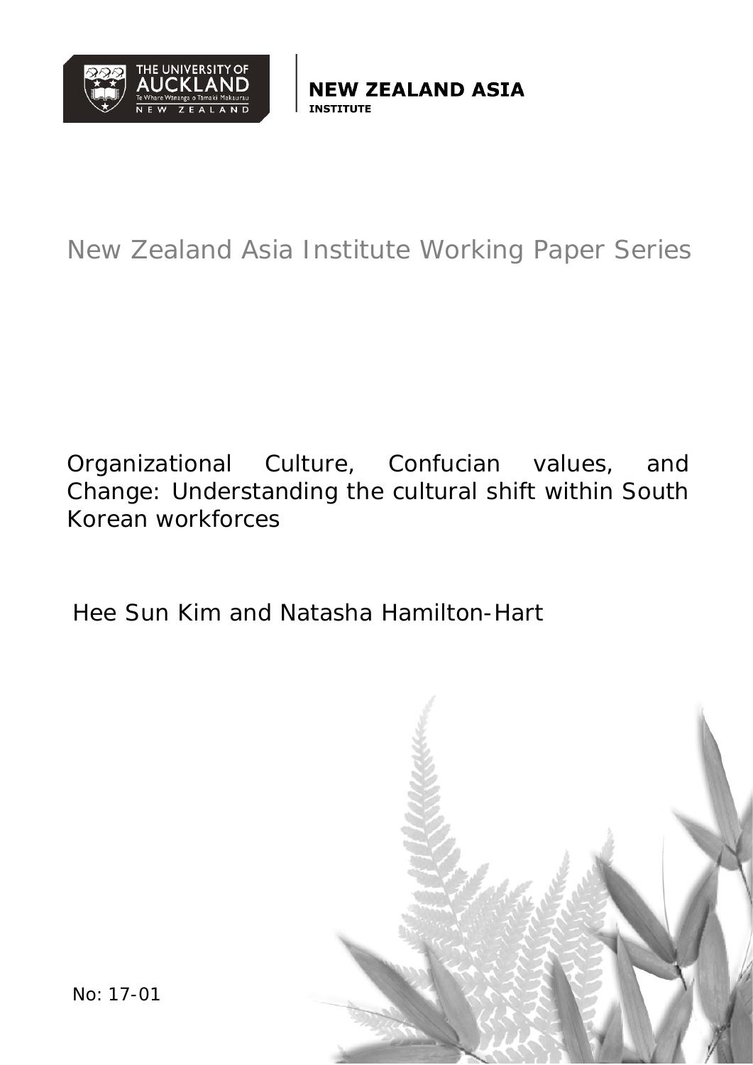THE UNIVERSITY OF AUCKLAND
Te Whare Wānanga o Tāmaki Makaurau
NEW ZEALAND

**NEW ZEALAND ASIA INSTITUTE**

New Zealand Asia Institute Working Paper Series

# Organizational Culture, Confucian values, and Change: Understanding the cultural shift within South Korean workforces

Hee Sun Kim and Natasha Hamilton-Hart

No: 17-01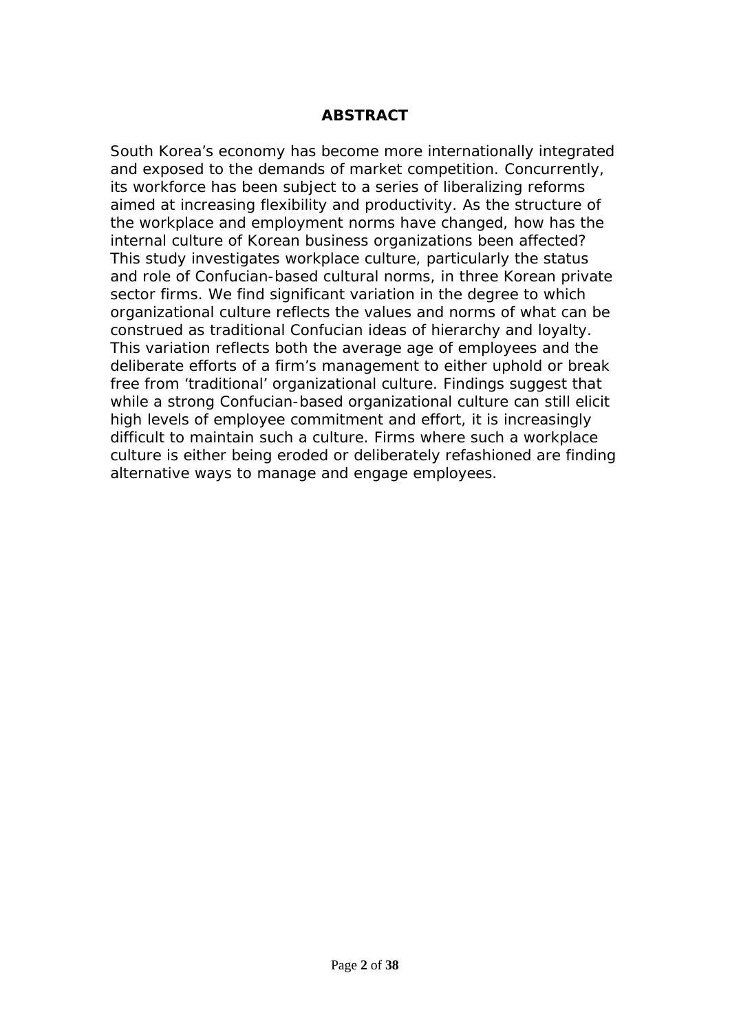## ABSTRACT

South Korea's economy has become more internationally integrated and exposed to the demands of market competition. Concurrently, its workforce has been subject to a series of liberalizing reforms aimed at increasing flexibility and productivity. As the structure of the workplace and employment norms have changed, how has the internal culture of Korean business organizations been affected? This study investigates workplace culture, particularly the status and role of Confucian-based cultural norms, in three Korean private sector firms. We find significant variation in the degree to which organizational culture reflects the values and norms of what can be construed as traditional Confucian ideas of hierarchy and loyalty. This variation reflects both the average age of employees and the deliberate efforts of a firm's management to either uphold or break free from 'traditional' organizational culture. Findings suggest that while a strong Confucian-based organizational culture can still elicit high levels of employee commitment and effort, it is increasingly difficult to maintain such a culture. Firms where such a workplace culture is either being eroded or deliberately refashioned are finding alternative ways to manage and engage employees.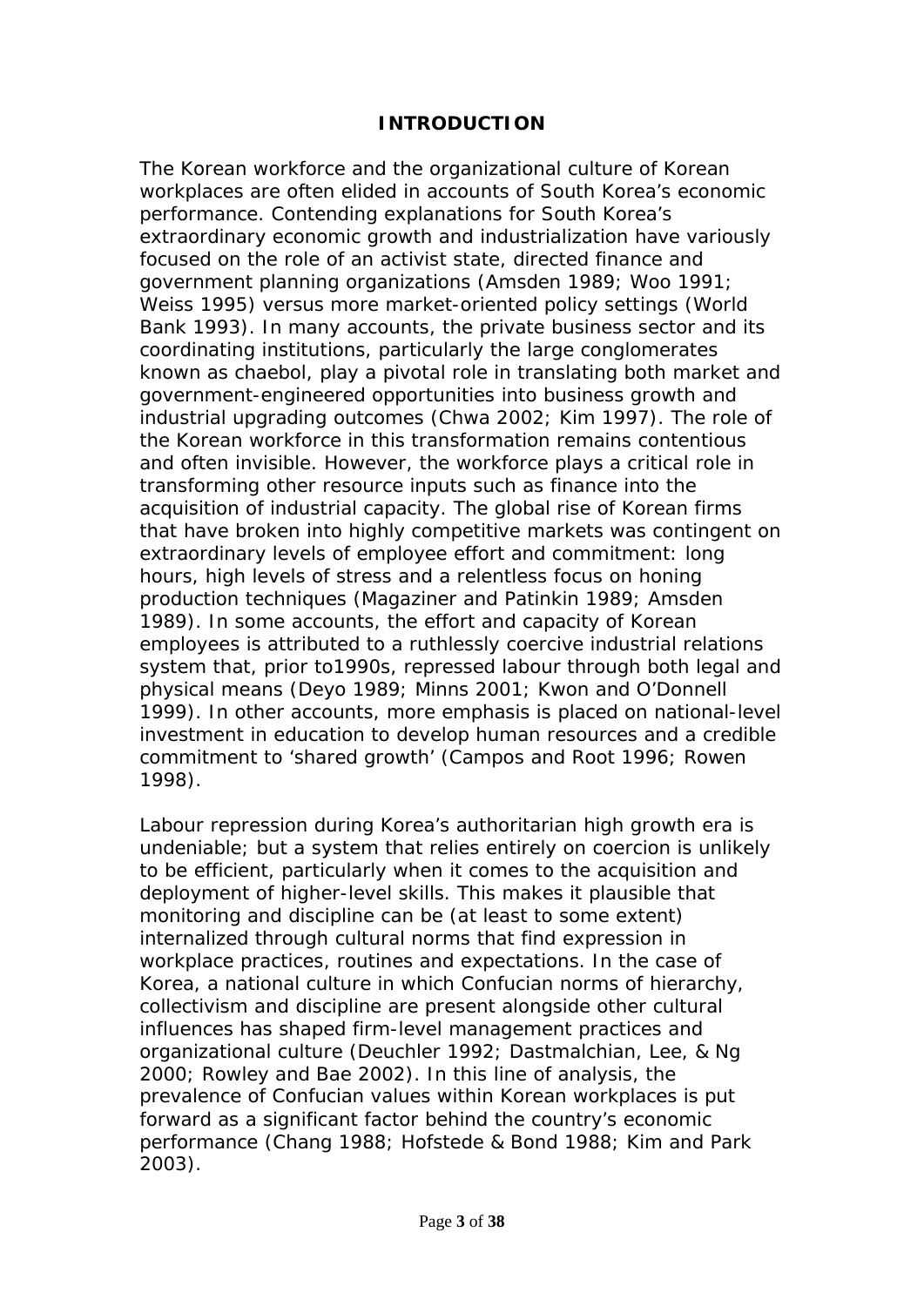## INTRODUCTION

The Korean workforce and the organizational culture of Korean workplaces are often elided in accounts of South Korea's economic performance. Contending explanations for South Korea's extraordinary economic growth and industrialization have variously focused on the role of an activist state, directed finance and government planning organizations (Amsden 1989; Woo 1991; Weiss 1995) versus more market-oriented policy settings (World Bank 1993). In many accounts, the private business sector and its coordinating institutions, particularly the large conglomerates known as chaebol, play a pivotal role in translating both market and government-engineered opportunities into business growth and industrial upgrading outcomes (Chwa 2002; Kim 1997). The role of the Korean workforce in this transformation remains contentious and often invisible. However, the workforce plays a critical role in transforming other resource inputs such as finance into the acquisition of industrial capacity. The global rise of Korean firms that have broken into highly competitive markets was contingent on extraordinary levels of employee effort and commitment: long hours, high levels of stress and a relentless focus on honing production techniques (Magaziner and Patinkin 1989; Amsden 1989). In some accounts, the effort and capacity of Korean employees is attributed to a ruthlessly coercive industrial relations system that, prior to1990s, repressed labour through both legal and physical means (Deyo 1989; Minns 2001; Kwon and O'Donnell 1999). In other accounts, more emphasis is placed on national-level investment in education to develop human resources and a credible commitment to 'shared growth' (Campos and Root 1996; Rowen 1998).

Labour repression during Korea's authoritarian high growth era is undeniable; but a system that relies entirely on coercion is unlikely to be efficient, particularly when it comes to the acquisition and deployment of higher-level skills. This makes it plausible that monitoring and discipline can be (at least to some extent) internalized through cultural norms that find expression in workplace practices, routines and expectations. In the case of Korea, a national culture in which Confucian norms of hierarchy, collectivism and discipline are present alongside other cultural influences has shaped firm-level management practices and organizational culture (Deuchler 1992; Dastmalchian, Lee, & Ng 2000; Rowley and Bae 2002). In this line of analysis, the prevalence of Confucian values within Korean workplaces is put forward as a significant factor behind the country's economic performance (Chang 1988; Hofstede & Bond 1988; Kim and Park 2003).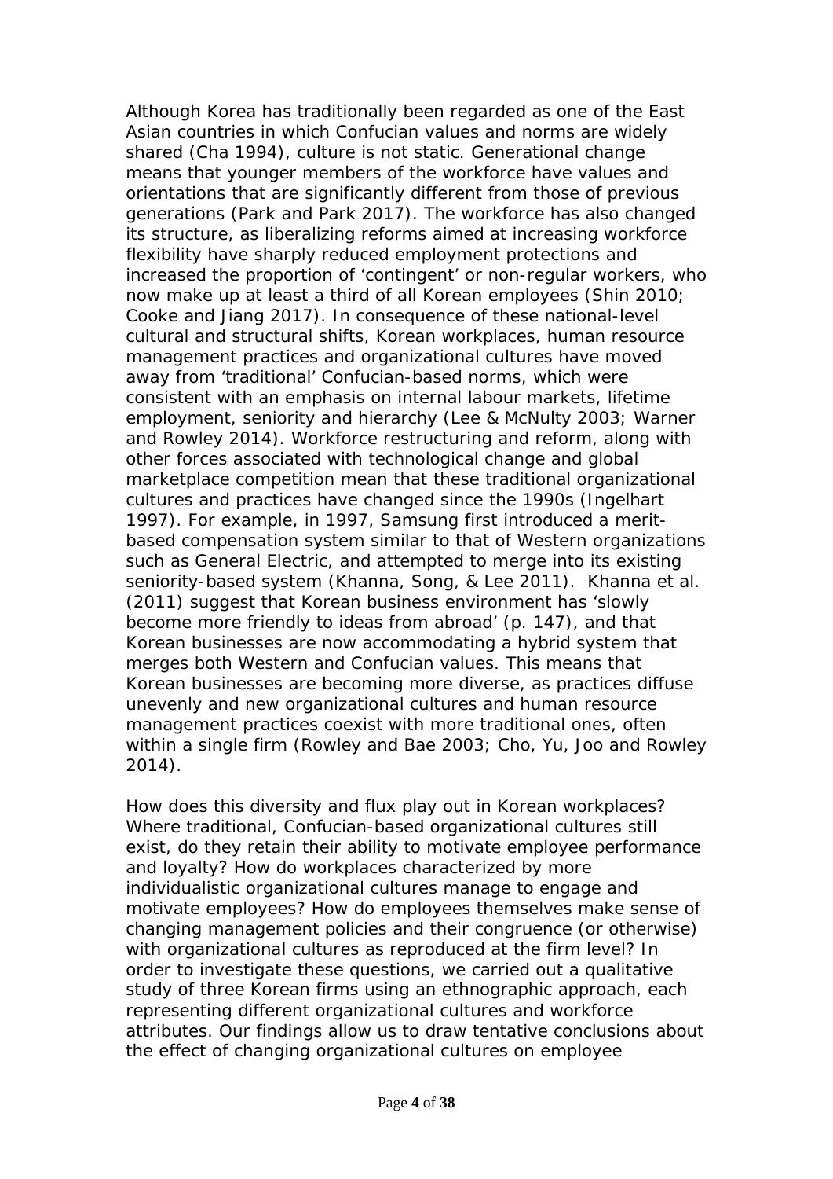Although Korea has traditionally been regarded as one of the East Asian countries in which Confucian values and norms are widely shared (Cha 1994), culture is not static. Generational change means that younger members of the workforce have values and orientations that are significantly different from those of previous generations (Park and Park 2017). The workforce has also changed its structure, as liberalizing reforms aimed at increasing workforce flexibility have sharply reduced employment protections and increased the proportion of 'contingent' or non-regular workers, who now make up at least a third of all Korean employees (Shin 2010; Cooke and Jiang 2017). In consequence of these national-level cultural and structural shifts, Korean workplaces, human resource management practices and organizational cultures have moved away from 'traditional' Confucian-based norms, which were consistent with an emphasis on internal labour markets, lifetime employment, seniority and hierarchy (Lee & McNulty 2003; Warner and Rowley 2014). Workforce restructuring and reform, along with other forces associated with technological change and global marketplace competition mean that these traditional organizational cultures and practices have changed since the 1990s (Ingelhart 1997). For example, in 1997, Samsung first introduced a merit-based compensation system similar to that of Western organizations such as General Electric, and attempted to merge into its existing seniority-based system (Khanna, Song, & Lee 2011). Khanna et al. (2011) suggest that Korean business environment has 'slowly become more friendly to ideas from abroad' (p. 147), and that Korean businesses are now accommodating a hybrid system that merges both Western and Confucian values. This means that Korean businesses are becoming more diverse, as practices diffuse unevenly and new organizational cultures and human resource management practices coexist with more traditional ones, often within a single firm (Rowley and Bae 2003; Cho, Yu, Joo and Rowley 2014).

How does this diversity and flux play out in Korean workplaces? Where traditional, Confucian-based organizational cultures still exist, do they retain their ability to motivate employee performance and loyalty? How do workplaces characterized by more individualistic organizational cultures manage to engage and motivate employees? How do employees themselves make sense of changing management policies and their congruence (or otherwise) with organizational cultures as reproduced at the firm level? In order to investigate these questions, we carried out a qualitative study of three Korean firms using an ethnographic approach, each representing different organizational cultures and workforce attributes. Our findings allow us to draw tentative conclusions about the effect of changing organizational cultures on employee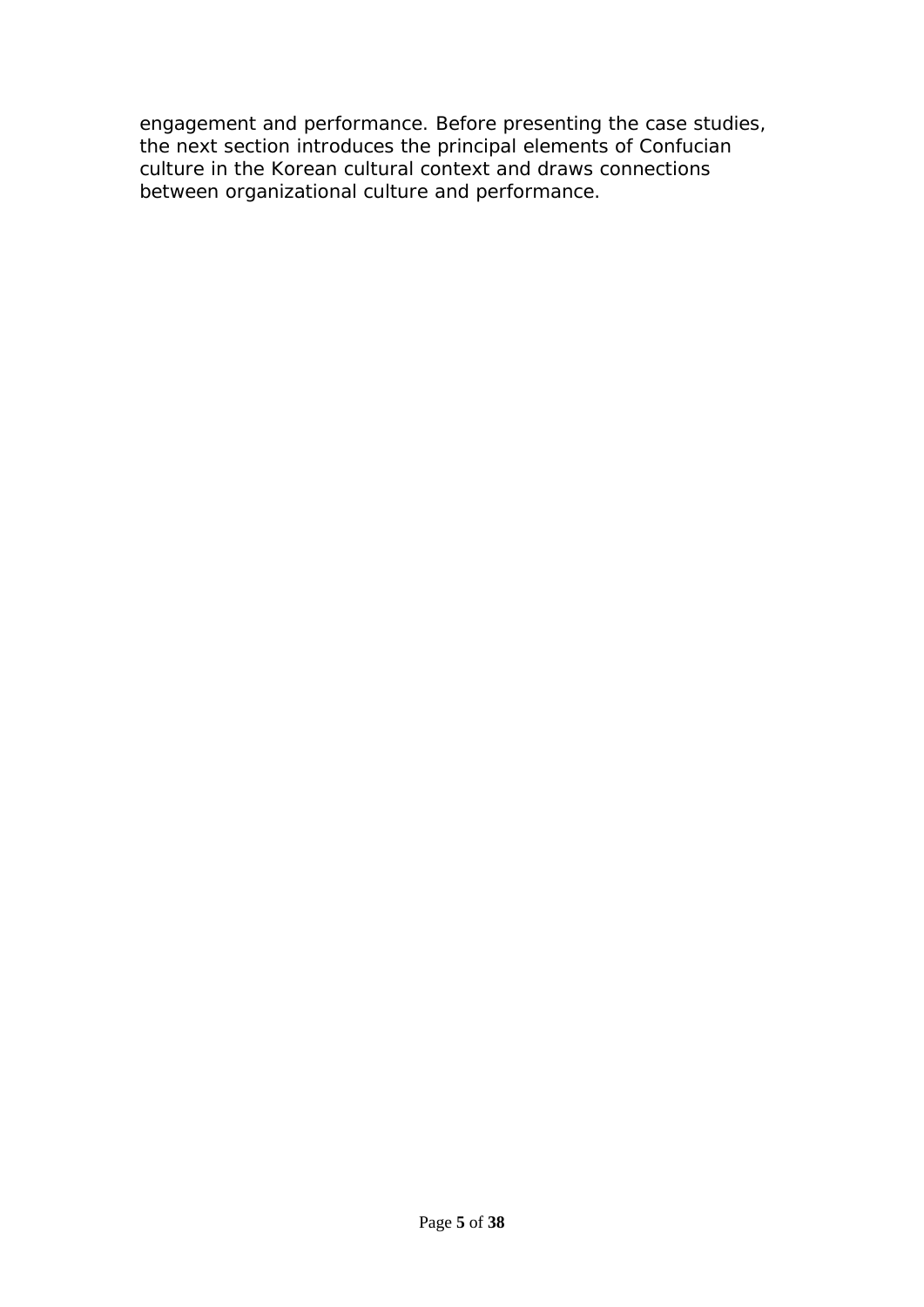engagement and performance. Before presenting the case studies, the next section introduces the principal elements of Confucian culture in the Korean cultural context and draws connections between organizational culture and performance.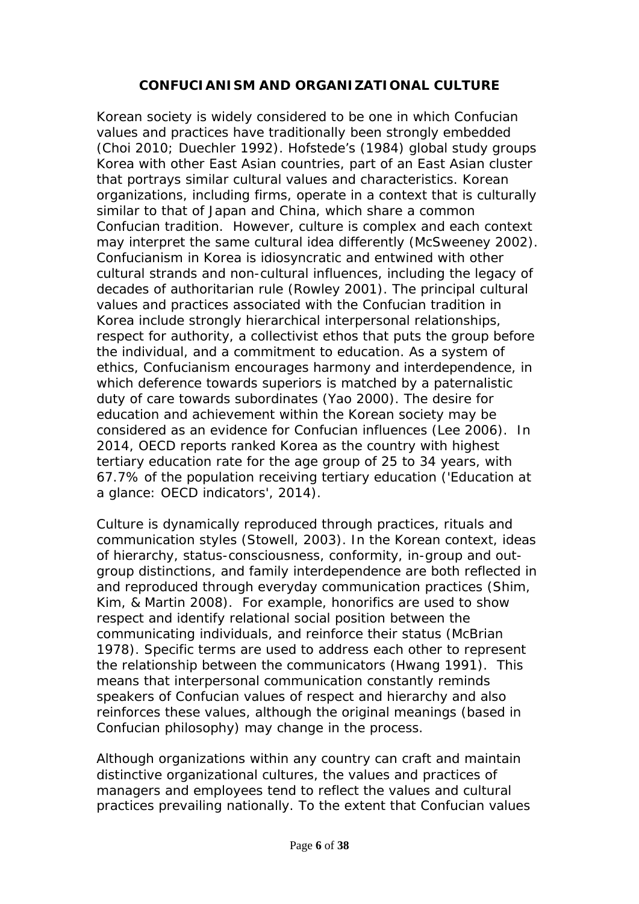## CONFUCIANISM AND ORGANIZATIONAL CULTURE

Korean society is widely considered to be one in which Confucian values and practices have traditionally been strongly embedded (Choi 2010; Duechler 1992). Hofstede's (1984) global study groups Korea with other East Asian countries, part of an East Asian cluster that portrays similar cultural values and characteristics. Korean organizations, including firms, operate in a context that is culturally similar to that of Japan and China, which share a common Confucian tradition. However, culture is complex and each context may interpret the same cultural idea differently (McSweeney 2002). Confucianism in Korea is idiosyncratic and entwined with other cultural strands and non-cultural influences, including the legacy of decades of authoritarian rule (Rowley 2001). The principal cultural values and practices associated with the Confucian tradition in Korea include strongly hierarchical interpersonal relationships, respect for authority, a collectivist ethos that puts the group before the individual, and a commitment to education. As a system of ethics, Confucianism encourages harmony and interdependence, in which deference towards superiors is matched by a paternalistic duty of care towards subordinates (Yao 2000). The desire for education and achievement within the Korean society may be considered as an evidence for Confucian influences (Lee 2006). In 2014, OECD reports ranked Korea as the country with highest tertiary education rate for the age group of 25 to 34 years, with 67.7% of the population receiving tertiary education ('Education at a glance: OECD indicators', 2014).

Culture is dynamically reproduced through practices, rituals and communication styles (Stowell, 2003). In the Korean context, ideas of hierarchy, status-consciousness, conformity, in-group and out-group distinctions, and family interdependence are both reflected in and reproduced through everyday communication practices (Shim, Kim, & Martin 2008). For example, honorifics are used to show respect and identify relational social position between the communicating individuals, and reinforce their status (McBrian 1978). Specific terms are used to address each other to represent the relationship between the communicators (Hwang 1991). This means that interpersonal communication constantly reminds speakers of Confucian values of respect and hierarchy and also reinforces these values, although the original meanings (based in Confucian philosophy) may change in the process.

Although organizations within any country can craft and maintain distinctive organizational cultures, the values and practices of managers and employees tend to reflect the values and cultural practices prevailing nationally. To the extent that Confucian values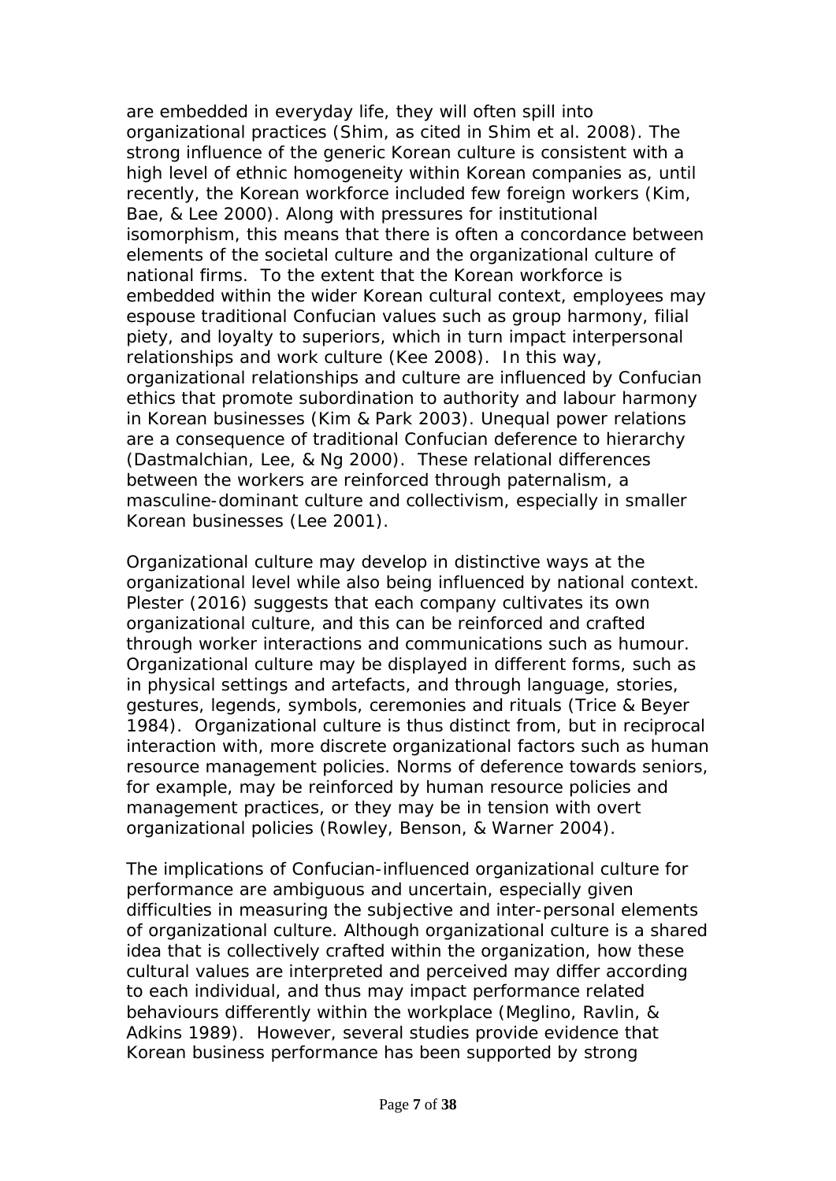are embedded in everyday life, they will often spill into organizational practices (Shim, as cited in Shim et al. 2008). The strong influence of the generic Korean culture is consistent with a high level of ethnic homogeneity within Korean companies as, until recently, the Korean workforce included few foreign workers (Kim, Bae, & Lee 2000). Along with pressures for institutional isomorphism, this means that there is often a concordance between elements of the societal culture and the organizational culture of national firms. To the extent that the Korean workforce is embedded within the wider Korean cultural context, employees may espouse traditional Confucian values such as group harmony, filial piety, and loyalty to superiors, which in turn impact interpersonal relationships and work culture (Kee 2008). In this way, organizational relationships and culture are influenced by Confucian ethics that promote subordination to authority and labour harmony in Korean businesses (Kim & Park 2003). Unequal power relations are a consequence of traditional Confucian deference to hierarchy (Dastmalchian, Lee, & Ng 2000). These relational differences between the workers are reinforced through paternalism, a masculine-dominant culture and collectivism, especially in smaller Korean businesses (Lee 2001).

Organizational culture may develop in distinctive ways at the organizational level while also being influenced by national context. Plester (2016) suggests that each company cultivates its own organizational culture, and this can be reinforced and crafted through worker interactions and communications such as humour. Organizational culture may be displayed in different forms, such as in physical settings and artefacts, and through language, stories, gestures, legends, symbols, ceremonies and rituals (Trice & Beyer 1984). Organizational culture is thus distinct from, but in reciprocal interaction with, more discrete organizational factors such as human resource management policies. Norms of deference towards seniors, for example, may be reinforced by human resource policies and management practices, or they may be in tension with overt organizational policies (Rowley, Benson, & Warner 2004).

The implications of Confucian-influenced organizational culture for performance are ambiguous and uncertain, especially given difficulties in measuring the subjective and inter-personal elements of organizational culture. Although organizational culture is a shared idea that is collectively crafted within the organization, how these cultural values are interpreted and perceived may differ according to each individual, and thus may impact performance related behaviours differently within the workplace (Meglino, Ravlin, & Adkins 1989). However, several studies provide evidence that Korean business performance has been supported by strong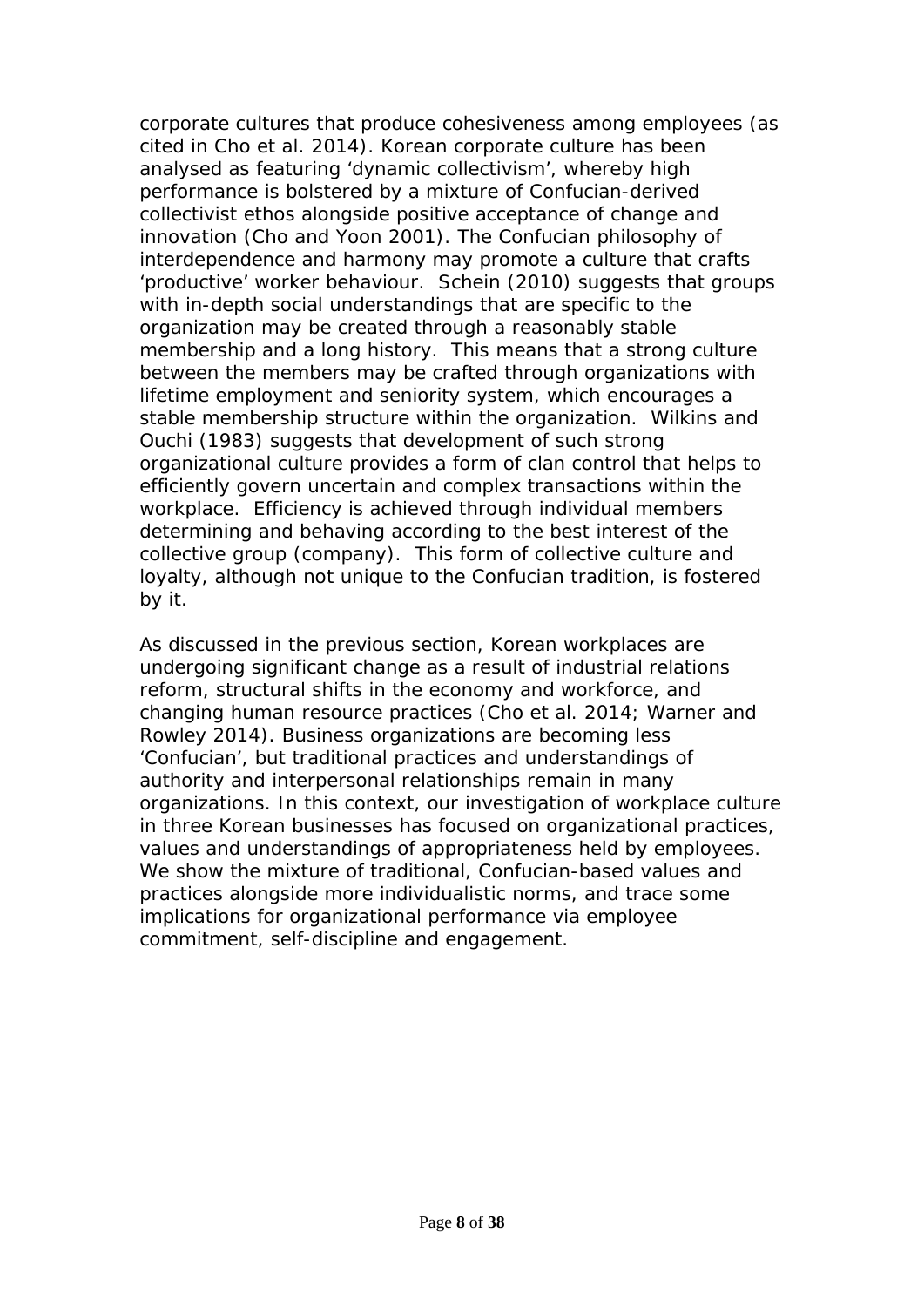corporate cultures that produce cohesiveness among employees (as cited in Cho et al. 2014). Korean corporate culture has been analysed as featuring 'dynamic collectivism', whereby high performance is bolstered by a mixture of Confucian-derived collectivist ethos alongside positive acceptance of change and innovation (Cho and Yoon 2001). The Confucian philosophy of interdependence and harmony may promote a culture that crafts 'productive' worker behaviour. Schein (2010) suggests that groups with in-depth social understandings that are specific to the organization may be created through a reasonably stable membership and a long history. This means that a strong culture between the members may be crafted through organizations with lifetime employment and seniority system, which encourages a stable membership structure within the organization. Wilkins and Ouchi (1983) suggests that development of such strong organizational culture provides a form of clan control that helps to efficiently govern uncertain and complex transactions within the workplace. Efficiency is achieved through individual members determining and behaving according to the best interest of the collective group (company). This form of collective culture and loyalty, although not unique to the Confucian tradition, is fostered by it.

As discussed in the previous section, Korean workplaces are undergoing significant change as a result of industrial relations reform, structural shifts in the economy and workforce, and changing human resource practices (Cho et al. 2014; Warner and Rowley 2014). Business organizations are becoming less 'Confucian', but traditional practices and understandings of authority and interpersonal relationships remain in many organizations. In this context, our investigation of workplace culture in three Korean businesses has focused on organizational practices, values and understandings of appropriateness held by employees. We show the mixture of traditional, Confucian-based values and practices alongside more individualistic norms, and trace some implications for organizational performance via employee commitment, self-discipline and engagement.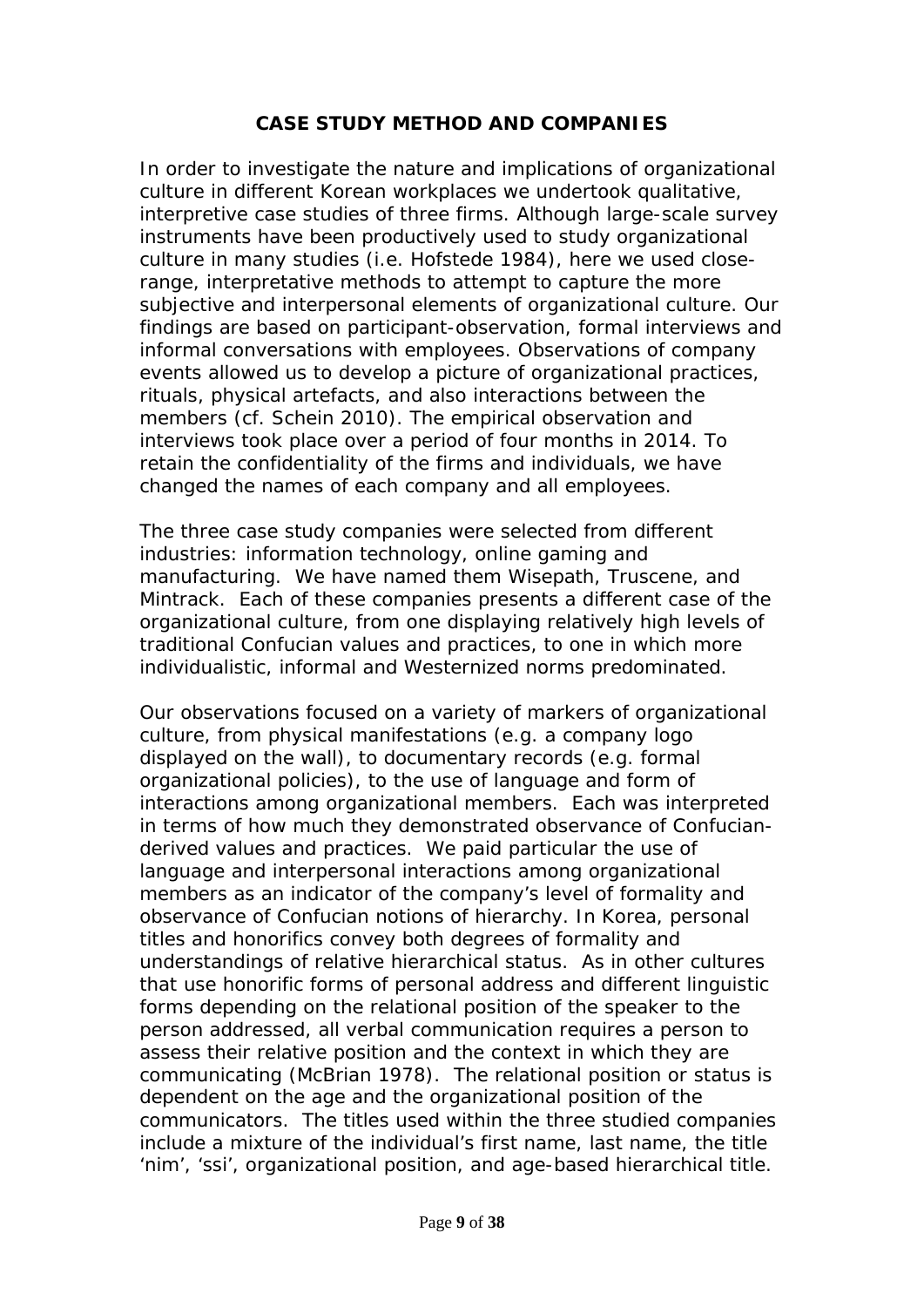## CASE STUDY METHOD AND COMPANIES

In order to investigate the nature and implications of organizational culture in different Korean workplaces we undertook qualitative, interpretive case studies of three firms. Although large-scale survey instruments have been productively used to study organizational culture in many studies (i.e. Hofstede 1984), here we used close-range, interpretative methods to attempt to capture the more subjective and interpersonal elements of organizational culture. Our findings are based on participant-observation, formal interviews and informal conversations with employees. Observations of company events allowed us to develop a picture of organizational practices, rituals, physical artefacts, and also interactions between the members (cf. Schein 2010). The empirical observation and interviews took place over a period of four months in 2014. To retain the confidentiality of the firms and individuals, we have changed the names of each company and all employees.

The three case study companies were selected from different industries: information technology, online gaming and manufacturing. We have named them Wisepath, Truscene, and Mintrack. Each of these companies presents a different case of the organizational culture, from one displaying relatively high levels of traditional Confucian values and practices, to one in which more individualistic, informal and Westernized norms predominated.

Our observations focused on a variety of markers of organizational culture, from physical manifestations (e.g. a company logo displayed on the wall), to documentary records (e.g. formal organizational policies), to the use of language and form of interactions among organizational members. Each was interpreted in terms of how much they demonstrated observance of Confucian-derived values and practices. We paid particular the use of language and interpersonal interactions among organizational members as an indicator of the company's level of formality and observance of Confucian notions of hierarchy. In Korea, personal titles and honorifics convey both degrees of formality and understandings of relative hierarchical status. As in other cultures that use honorific forms of personal address and different linguistic forms depending on the relational position of the speaker to the person addressed, all verbal communication requires a person to assess their relative position and the context in which they are communicating (McBrian 1978). The relational position or status is dependent on the age and the organizational position of the communicators. The titles used within the three studied companies include a mixture of the individual's first name, last name, the title 'nim', 'ssi', organizational position, and age-based hierarchical title.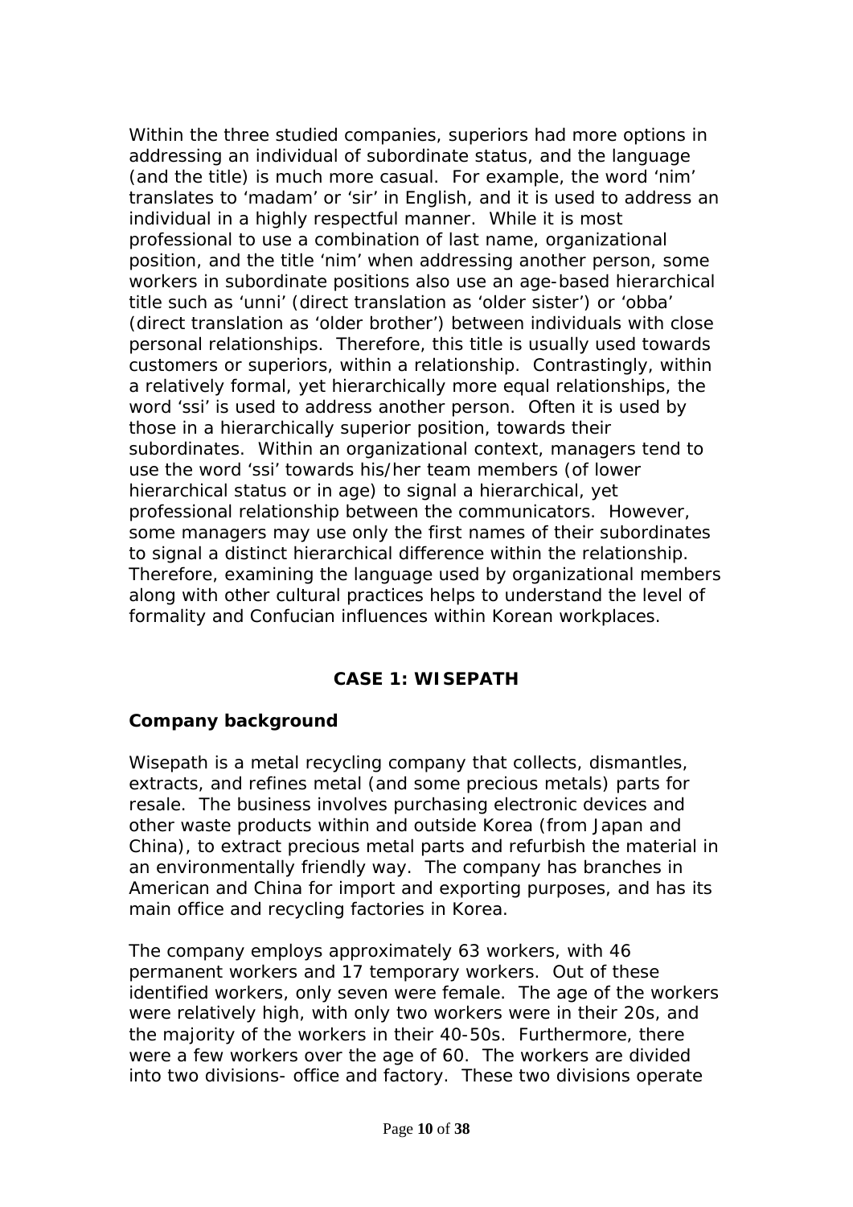Within the three studied companies, superiors had more options in addressing an individual of subordinate status, and the language (and the title) is much more casual. For example, the word 'nim' translates to 'madam' or 'sir' in English, and it is used to address an individual in a highly respectful manner. While it is most professional to use a combination of last name, organizational position, and the title 'nim' when addressing another person, some workers in subordinate positions also use an age-based hierarchical title such as 'unni' (direct translation as 'older sister') or 'obba' (direct translation as 'older brother') between individuals with close personal relationships. Therefore, this title is usually used towards customers or superiors, within a relationship. Contrastingly, within a relatively formal, yet hierarchically more equal relationships, the word 'ssi' is used to address another person. Often it is used by those in a hierarchically superior position, towards their subordinates. Within an organizational context, managers tend to use the word 'ssi' towards his/her team members (of lower hierarchical status or in age) to signal a hierarchical, yet professional relationship between the communicators. However, some managers may use only the first names of their subordinates to signal a distinct hierarchical difference within the relationship. Therefore, examining the language used by organizational members along with other cultural practices helps to understand the level of formality and Confucian influences within Korean workplaces.

## CASE 1: WISEPATH

### Company background

Wisepath is a metal recycling company that collects, dismantles, extracts, and refines metal (and some precious metals) parts for resale. The business involves purchasing electronic devices and other waste products within and outside Korea (from Japan and China), to extract precious metal parts and refurbish the material in an environmentally friendly way. The company has branches in American and China for import and exporting purposes, and has its main office and recycling factories in Korea.

The company employs approximately 63 workers, with 46 permanent workers and 17 temporary workers. Out of these identified workers, only seven were female. The age of the workers were relatively high, with only two workers were in their 20s, and the majority of the workers in their 40-50s. Furthermore, there were a few workers over the age of 60. The workers are divided into two divisions- office and factory. These two divisions operate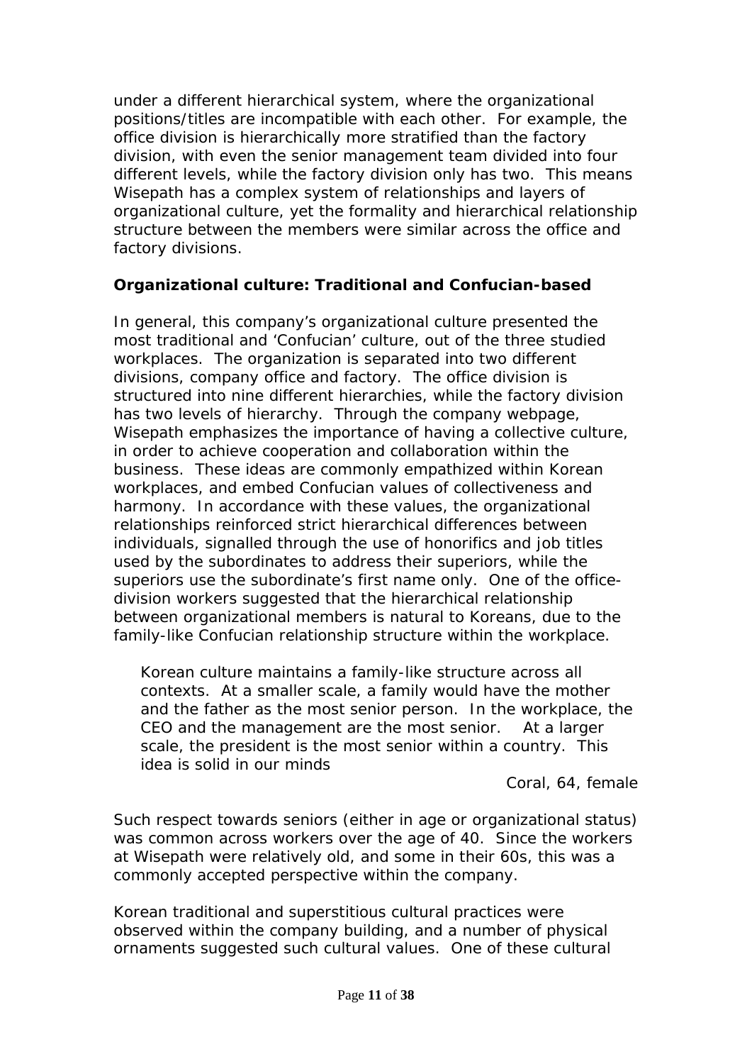under a different hierarchical system, where the organizational positions/titles are incompatible with each other. For example, the office division is hierarchically more stratified than the factory division, with even the senior management team divided into four different levels, while the factory division only has two. This means Wisepath has a complex system of relationships and layers of organizational culture, yet the formality and hierarchical relationship structure between the members were similar across the office and factory divisions.

### Organizational culture: Traditional and Confucian-based

In general, this company's organizational culture presented the most traditional and 'Confucian' culture, out of the three studied workplaces. The organization is separated into two different divisions, company office and factory. The office division is structured into nine different hierarchies, while the factory division has two levels of hierarchy. Through the company webpage, Wisepath emphasizes the importance of having a collective culture, in order to achieve cooperation and collaboration within the business. These ideas are commonly empathized within Korean workplaces, and embed Confucian values of collectiveness and harmony. In accordance with these values, the organizational relationships reinforced strict hierarchical differences between individuals, signalled through the use of honorifics and job titles used by the subordinates to address their superiors, while the superiors use the subordinate's first name only. One of the office-division workers suggested that the hierarchical relationship between organizational members is natural to Koreans, due to the family-like Confucian relationship structure within the workplace.

> Korean culture maintains a family-like structure across all contexts. At a smaller scale, a family would have the mother and the father as the most senior person. In the workplace, the CEO and the management are the most senior. At a larger scale, the president is the most senior within a country. This idea is solid in our minds
>
> Coral, 64, female

Such respect towards seniors (either in age or organizational status) was common across workers over the age of 40. Since the workers at Wisepath were relatively old, and some in their 60s, this was a commonly accepted perspective within the company.

Korean traditional and superstitious cultural practices were observed within the company building, and a number of physical ornaments suggested such cultural values. One of these cultural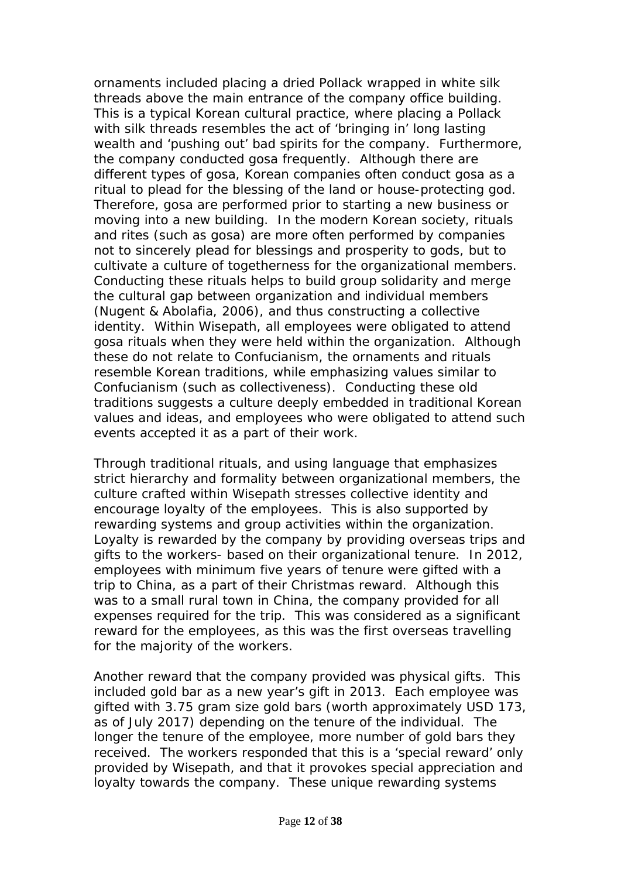ornaments included placing a dried Pollack wrapped in white silk threads above the main entrance of the company office building. This is a typical Korean cultural practice, where placing a Pollack with silk threads resembles the act of 'bringing in' long lasting wealth and 'pushing out' bad spirits for the company. Furthermore, the company conducted gosa frequently. Although there are different types of gosa, Korean companies often conduct gosa as a ritual to plead for the blessing of the land or house-protecting god. Therefore, gosa are performed prior to starting a new business or moving into a new building. In the modern Korean society, rituals and rites (such as gosa) are more often performed by companies not to sincerely plead for blessings and prosperity to gods, but to cultivate a culture of togetherness for the organizational members. Conducting these rituals helps to build group solidarity and merge the cultural gap between organization and individual members (Nugent & Abolafia, 2006), and thus constructing a collective identity. Within Wisepath, all employees were obligated to attend gosa rituals when they were held within the organization. Although these do not relate to Confucianism, the ornaments and rituals resemble Korean traditions, while emphasizing values similar to Confucianism (such as collectiveness). Conducting these old traditions suggests a culture deeply embedded in traditional Korean values and ideas, and employees who were obligated to attend such events accepted it as a part of their work.

Through traditional rituals, and using language that emphasizes strict hierarchy and formality between organizational members, the culture crafted within Wisepath stresses collective identity and encourage loyalty of the employees. This is also supported by rewarding systems and group activities within the organization. Loyalty is rewarded by the company by providing overseas trips and gifts to the workers- based on their organizational tenure. In 2012, employees with minimum five years of tenure were gifted with a trip to China, as a part of their Christmas reward. Although this was to a small rural town in China, the company provided for all expenses required for the trip. This was considered as a significant reward for the employees, as this was the first overseas travelling for the majority of the workers.

Another reward that the company provided was physical gifts. This included gold bar as a new year's gift in 2013. Each employee was gifted with 3.75 gram size gold bars (worth approximately USD 173, as of July 2017) depending on the tenure of the individual. The longer the tenure of the employee, more number of gold bars they received. The workers responded that this is a 'special reward' only provided by Wisepath, and that it provokes special appreciation and loyalty towards the company. These unique rewarding systems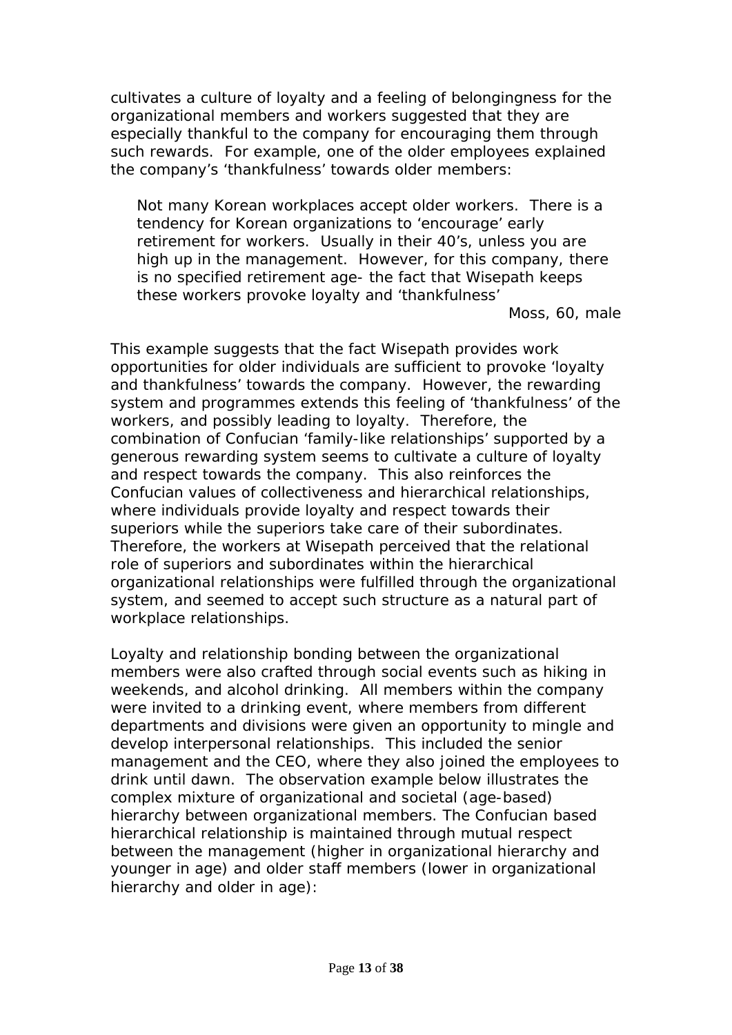cultivates a culture of loyalty and a feeling of belongingness for the organizational members and workers suggested that they are especially thankful to the company for encouraging them through such rewards. For example, one of the older employees explained the company's 'thankfulness' towards older members:

> Not many Korean workplaces accept older workers. There is a tendency for Korean organizations to 'encourage' early retirement for workers. Usually in their 40's, unless you are high up in the management. However, for this company, there is no specified retirement age- the fact that Wisepath keeps these workers provoke loyalty and 'thankfulness'
>
> Moss, 60, male

This example suggests that the fact Wisepath provides work opportunities for older individuals are sufficient to provoke 'loyalty and thankfulness' towards the company. However, the rewarding system and programmes extends this feeling of 'thankfulness' of the workers, and possibly leading to loyalty. Therefore, the combination of Confucian 'family-like relationships' supported by a generous rewarding system seems to cultivate a culture of loyalty and respect towards the company. This also reinforces the Confucian values of collectiveness and hierarchical relationships, where individuals provide loyalty and respect towards their superiors while the superiors take care of their subordinates. Therefore, the workers at Wisepath perceived that the relational role of superiors and subordinates within the hierarchical organizational relationships were fulfilled through the organizational system, and seemed to accept such structure as a natural part of workplace relationships.

Loyalty and relationship bonding between the organizational members were also crafted through social events such as hiking in weekends, and alcohol drinking. All members within the company were invited to a drinking event, where members from different departments and divisions were given an opportunity to mingle and develop interpersonal relationships. This included the senior management and the CEO, where they also joined the employees to drink until dawn. The observation example below illustrates the complex mixture of organizational and societal (age-based) hierarchy between organizational members. The Confucian based hierarchical relationship is maintained through mutual respect between the management (higher in organizational hierarchy and younger in age) and older staff members (lower in organizational hierarchy and older in age):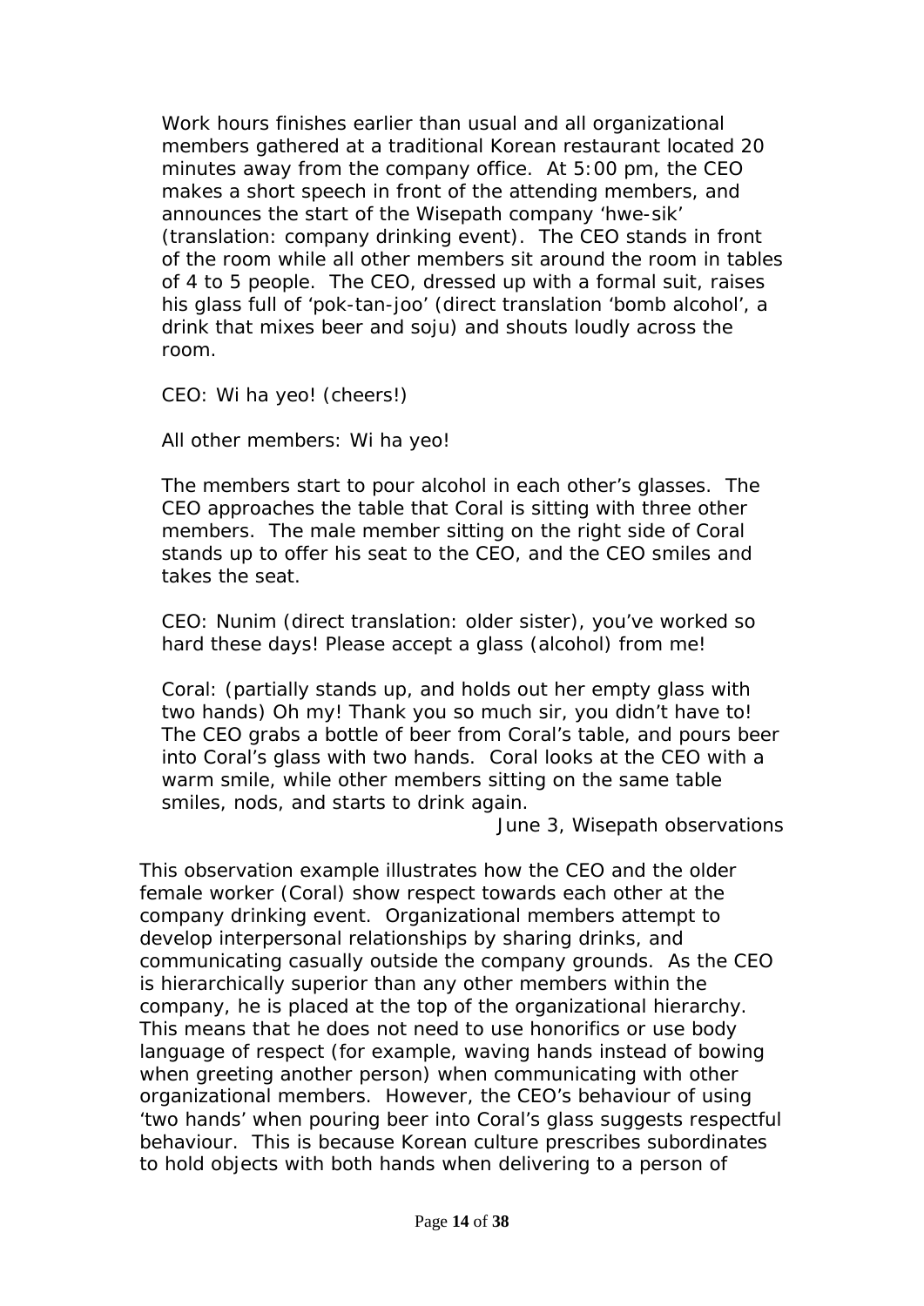> Work hours finishes earlier than usual and all organizational members gathered at a traditional Korean restaurant located 20 minutes away from the company office. At 5:00 pm, the CEO makes a short speech in front of the attending members, and announces the start of the Wisepath company 'hwe-sik' (translation: company drinking event). The CEO stands in front of the room while all other members sit around the room in tables of 4 to 5 people. The CEO, dressed up with a formal suit, raises his glass full of 'pok-tan-joo' (direct translation 'bomb alcohol', a drink that mixes beer and soju) and shouts loudly across the room.
>
> CEO: Wi ha yeo! (cheers!)
>
> All other members: Wi ha yeo!
>
> The members start to pour alcohol in each other's glasses. The CEO approaches the table that Coral is sitting with three other members. The male member sitting on the right side of Coral stands up to offer his seat to the CEO, and the CEO smiles and takes the seat.
>
> CEO: Nunim (direct translation: older sister), you've worked so hard these days! Please accept a glass (alcohol) from me!
>
> Coral: (partially stands up, and holds out her empty glass with two hands) Oh my! Thank you so much sir, you didn't have to! The CEO grabs a bottle of beer from Coral's table, and pours beer into Coral's glass with two hands. Coral looks at the CEO with a warm smile, while other members sitting on the same table smiles, nods, and starts to drink again.
>
> June 3, Wisepath observations

This observation example illustrates how the CEO and the older female worker (Coral) show respect towards each other at the company drinking event. Organizational members attempt to develop interpersonal relationships by sharing drinks, and communicating casually outside the company grounds. As the CEO is hierarchically superior than any other members within the company, he is placed at the top of the organizational hierarchy. This means that he does not need to use honorifics or use body language of respect (for example, waving hands instead of bowing when greeting another person) when communicating with other organizational members. However, the CEO's behaviour of using 'two hands' when pouring beer into Coral's glass suggests respectful behaviour. This is because Korean culture prescribes subordinates to hold objects with both hands when delivering to a person of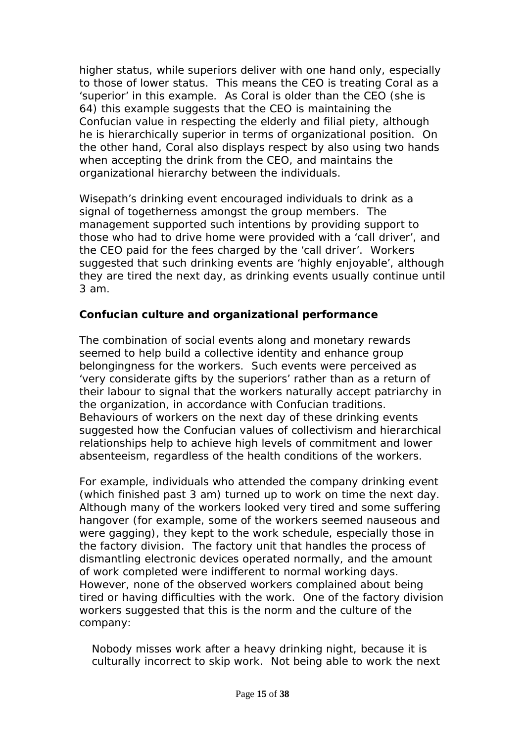higher status, while superiors deliver with one hand only, especially to those of lower status. This means the CEO is treating Coral as a 'superior' in this example. As Coral is older than the CEO (she is 64) this example suggests that the CEO is maintaining the Confucian value in respecting the elderly and filial piety, although he is hierarchically superior in terms of organizational position. On the other hand, Coral also displays respect by also using two hands when accepting the drink from the CEO, and maintains the organizational hierarchy between the individuals.

Wisepath's drinking event encouraged individuals to drink as a signal of togetherness amongst the group members. The management supported such intentions by providing support to those who had to drive home were provided with a 'call driver', and the CEO paid for the fees charged by the 'call driver'. Workers suggested that such drinking events are 'highly enjoyable', although they are tired the next day, as drinking events usually continue until 3 am.

**Confucian culture and organizational performance**

The combination of social events along and monetary rewards seemed to help build a collective identity and enhance group belongingness for the workers. Such events were perceived as 'very considerate gifts by the superiors' rather than as a return of their labour to signal that the workers naturally accept patriarchy in the organization, in accordance with Confucian traditions. Behaviours of workers on the next day of these drinking events suggested how the Confucian values of collectivism and hierarchical relationships help to achieve high levels of commitment and lower absenteeism, regardless of the health conditions of the workers.

For example, individuals who attended the company drinking event (which finished past 3 am) turned up to work on time the next day. Although many of the workers looked very tired and some suffering hangover (for example, some of the workers seemed nauseous and were gagging), they kept to the work schedule, especially those in the factory division. The factory unit that handles the process of dismantling electronic devices operated normally, and the amount of work completed were indifferent to normal working days. However, none of the observed workers complained about being tired or having difficulties with the work. One of the factory division workers suggested that this is the norm and the culture of the company:

> Nobody misses work after a heavy drinking night, because it is culturally incorrect to skip work. Not being able to work the next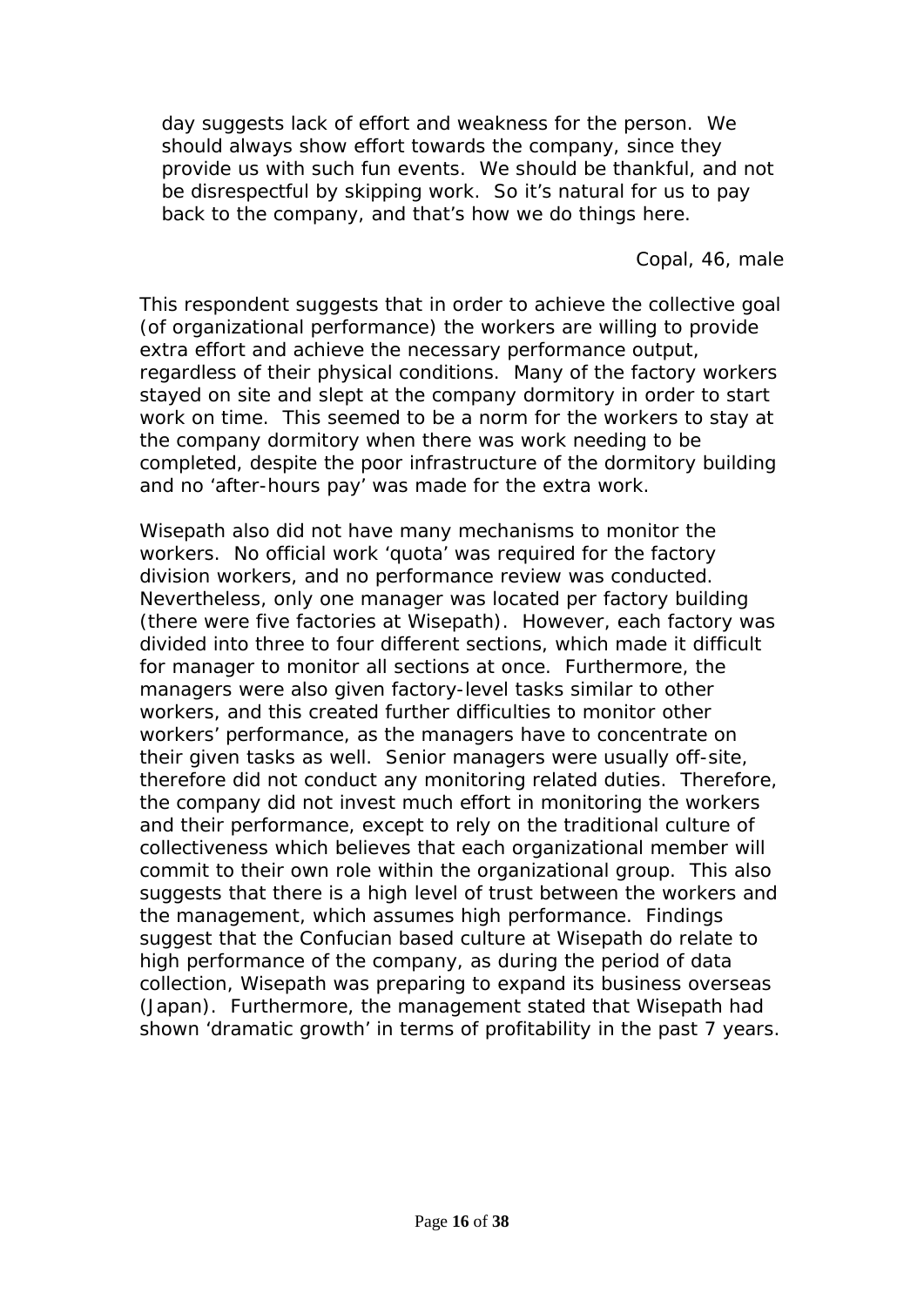> day suggests lack of effort and weakness for the person. We should always show effort towards the company, since they provide us with such fun events. We should be thankful, and not be disrespectful by skipping work. So it's natural for us to pay back to the company, and that's how we do things here.
>
> Copal, 46, male

This respondent suggests that in order to achieve the collective goal (of organizational performance) the workers are willing to provide extra effort and achieve the necessary performance output, regardless of their physical conditions. Many of the factory workers stayed on site and slept at the company dormitory in order to start work on time. This seemed to be a norm for the workers to stay at the company dormitory when there was work needing to be completed, despite the poor infrastructure of the dormitory building and no 'after-hours pay' was made for the extra work.

Wisepath also did not have many mechanisms to monitor the workers. No official work 'quota' was required for the factory division workers, and no performance review was conducted. Nevertheless, only one manager was located per factory building (there were five factories at Wisepath). However, each factory was divided into three to four different sections, which made it difficult for manager to monitor all sections at once. Furthermore, the managers were also given factory-level tasks similar to other workers, and this created further difficulties to monitor other workers' performance, as the managers have to concentrate on their given tasks as well. Senior managers were usually off-site, therefore did not conduct any monitoring related duties. Therefore, the company did not invest much effort in monitoring the workers and their performance, except to rely on the traditional culture of collectiveness which believes that each organizational member will commit to their own role within the organizational group. This also suggests that there is a high level of trust between the workers and the management, which assumes high performance. Findings suggest that the Confucian based culture at Wisepath do relate to high performance of the company, as during the period of data collection, Wisepath was preparing to expand its business overseas (Japan). Furthermore, the management stated that Wisepath had shown 'dramatic growth' in terms of profitability in the past 7 years.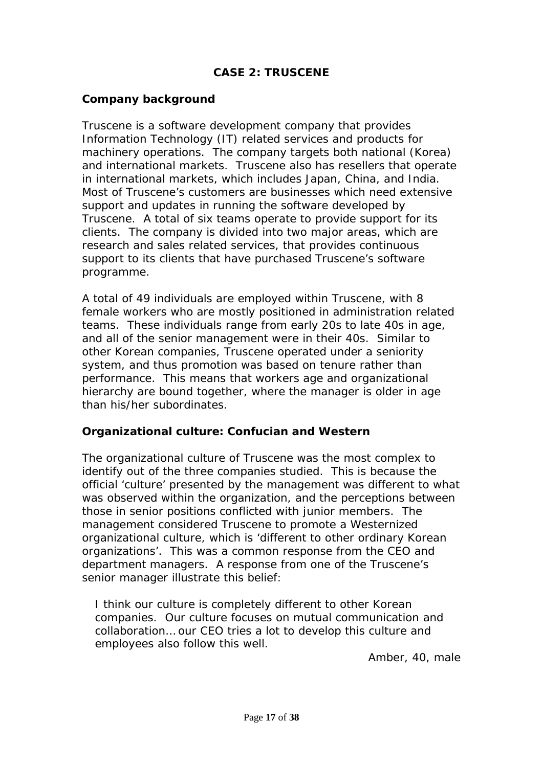## CASE 2: TRUSCENE

### Company background

Truscene is a software development company that provides Information Technology (IT) related services and products for machinery operations. The company targets both national (Korea) and international markets. Truscene also has resellers that operate in international markets, which includes Japan, China, and India. Most of Truscene's customers are businesses which need extensive support and updates in running the software developed by Truscene. A total of six teams operate to provide support for its clients. The company is divided into two major areas, which are research and sales related services, that provides continuous support to its clients that have purchased Truscene's software programme.

A total of 49 individuals are employed within Truscene, with 8 female workers who are mostly positioned in administration related teams. These individuals range from early 20s to late 40s in age, and all of the senior management were in their 40s. Similar to other Korean companies, Truscene operated under a seniority system, and thus promotion was based on tenure rather than performance. This means that workers age and organizational hierarchy are bound together, where the manager is older in age than his/her subordinates.

### Organizational culture: Confucian and Western

The organizational culture of Truscene was the most complex to identify out of the three companies studied. This is because the official 'culture' presented by the management was different to what was observed within the organization, and the perceptions between those in senior positions conflicted with junior members. The management considered Truscene to promote a Westernized organizational culture, which is 'different to other ordinary Korean organizations'. This was a common response from the CEO and department managers. A response from one of the Truscene's senior manager illustrate this belief:

> I think our culture is completely different to other Korean companies. Our culture focuses on mutual communication and collaboration… our CEO tries a lot to develop this culture and employees also follow this well.
>
> Amber, 40, male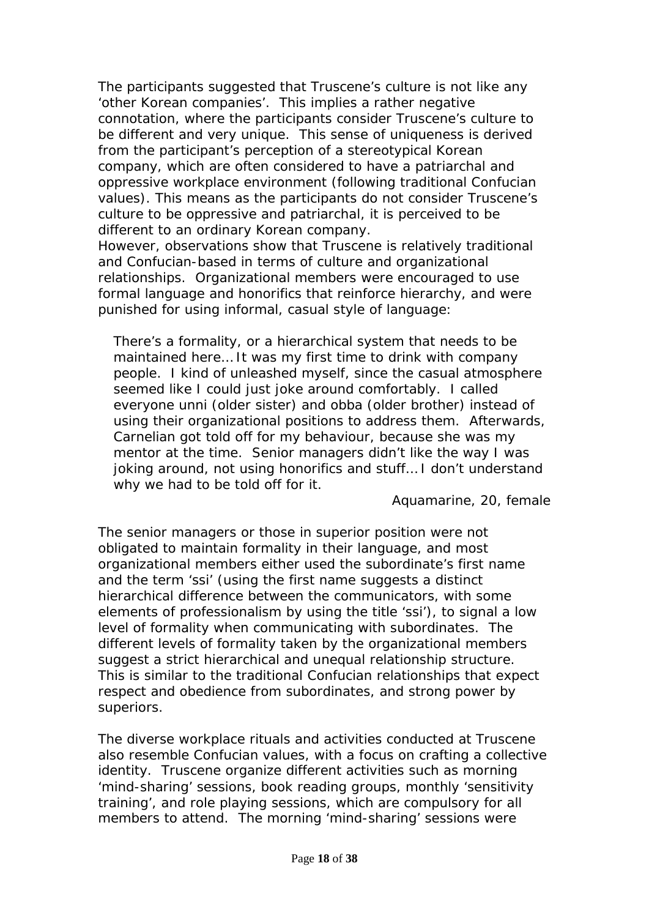The participants suggested that Truscene's culture is not like any 'other Korean companies'. This implies a rather negative connotation, where the participants consider Truscene's culture to be different and very unique. This sense of uniqueness is derived from the participant's perception of a stereotypical Korean company, which are often considered to have a patriarchal and oppressive workplace environment (following traditional Confucian values). This means as the participants do not consider Truscene's culture to be oppressive and patriarchal, it is perceived to be different to an ordinary Korean company.
However, observations show that Truscene is relatively traditional and Confucian-based in terms of culture and organizational relationships. Organizational members were encouraged to use formal language and honorifics that reinforce hierarchy, and were punished for using informal, casual style of language:

> There's a formality, or a hierarchical system that needs to be maintained here… It was my first time to drink with company people. I kind of unleashed myself, since the casual atmosphere seemed like I could just joke around comfortably. I called everyone unni (older sister) and obba (older brother) instead of using their organizational positions to address them. Afterwards, Carnelian got told off for my behaviour, because she was my mentor at the time. Senior managers didn't like the way I was joking around, not using honorifics and stuff… I don't understand why we had to be told off for it.
>
> Aquamarine, 20, female

The senior managers or those in superior position were not obligated to maintain formality in their language, and most organizational members either used the subordinate's first name and the term 'ssi' (using the first name suggests a distinct hierarchical difference between the communicators, with some elements of professionalism by using the title 'ssi'), to signal a low level of formality when communicating with subordinates. The different levels of formality taken by the organizational members suggest a strict hierarchical and unequal relationship structure. This is similar to the traditional Confucian relationships that expect respect and obedience from subordinates, and strong power by superiors.

The diverse workplace rituals and activities conducted at Truscene also resemble Confucian values, with a focus on crafting a collective identity. Truscene organize different activities such as morning 'mind-sharing' sessions, book reading groups, monthly 'sensitivity training', and role playing sessions, which are compulsory for all members to attend. The morning 'mind-sharing' sessions were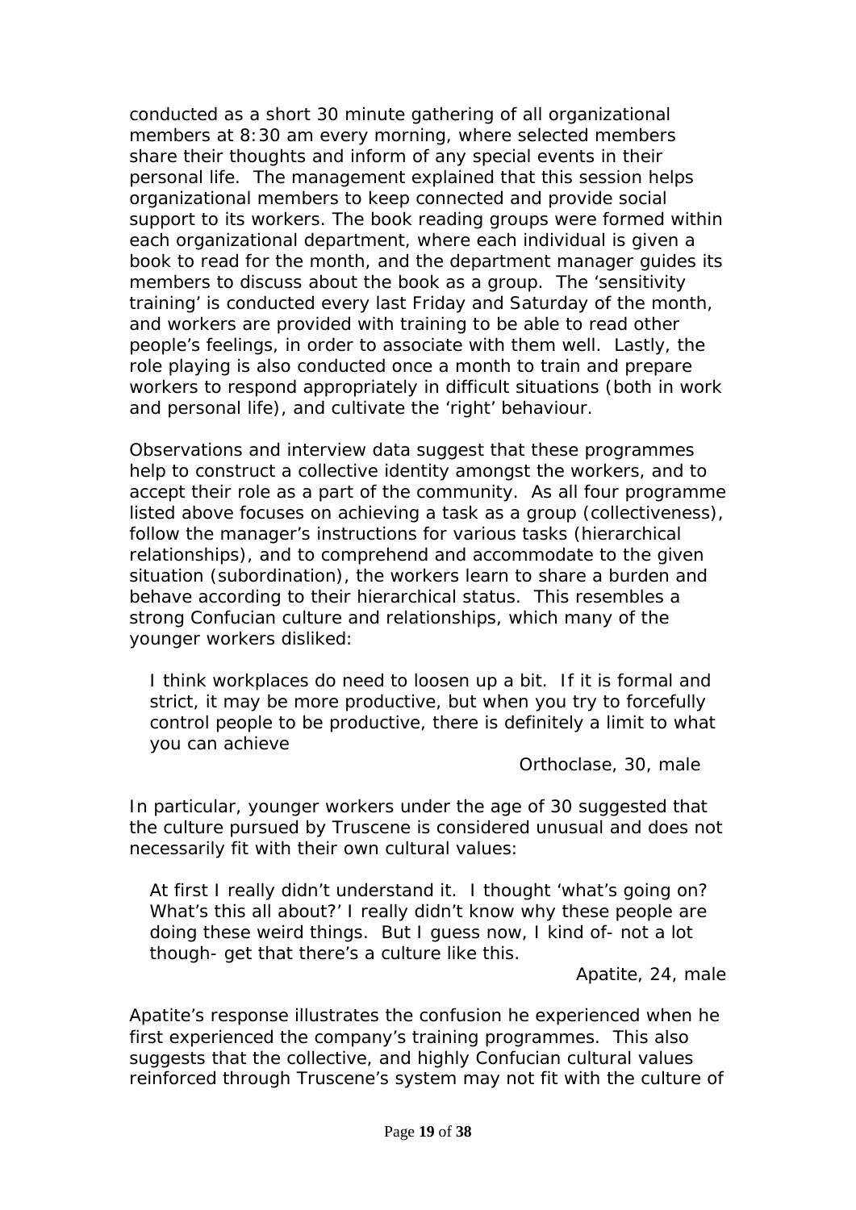conducted as a short 30 minute gathering of all organizational members at 8:30 am every morning, where selected members share their thoughts and inform of any special events in their personal life. The management explained that this session helps organizational members to keep connected and provide social support to its workers. The book reading groups were formed within each organizational department, where each individual is given a book to read for the month, and the department manager guides its members to discuss about the book as a group. The 'sensitivity training' is conducted every last Friday and Saturday of the month, and workers are provided with training to be able to read other people's feelings, in order to associate with them well. Lastly, the role playing is also conducted once a month to train and prepare workers to respond appropriately in difficult situations (both in work and personal life), and cultivate the 'right' behaviour.

Observations and interview data suggest that these programmes help to construct a collective identity amongst the workers, and to accept their role as a part of the community. As all four programme listed above focuses on achieving a task as a group (collectiveness), follow the manager's instructions for various tasks (hierarchical relationships), and to comprehend and accommodate to the given situation (subordination), the workers learn to share a burden and behave according to their hierarchical status. This resembles a strong Confucian culture and relationships, which many of the younger workers disliked:

> I think workplaces do need to loosen up a bit. If it is formal and strict, it may be more productive, but when you try to forcefully control people to be productive, there is definitely a limit to what you can achieve
>
> Orthoclase, 30, male

In particular, younger workers under the age of 30 suggested that the culture pursued by Truscene is considered unusual and does not necessarily fit with their own cultural values:

> At first I really didn't understand it. I thought 'what's going on? What's this all about?' I really didn't know why these people are doing these weird things. But I guess now, I kind of- not a lot though- get that there's a culture like this.
>
> Apatite, 24, male

Apatite's response illustrates the confusion he experienced when he first experienced the company's training programmes. This also suggests that the collective, and highly Confucian cultural values reinforced through Truscene's system may not fit with the culture of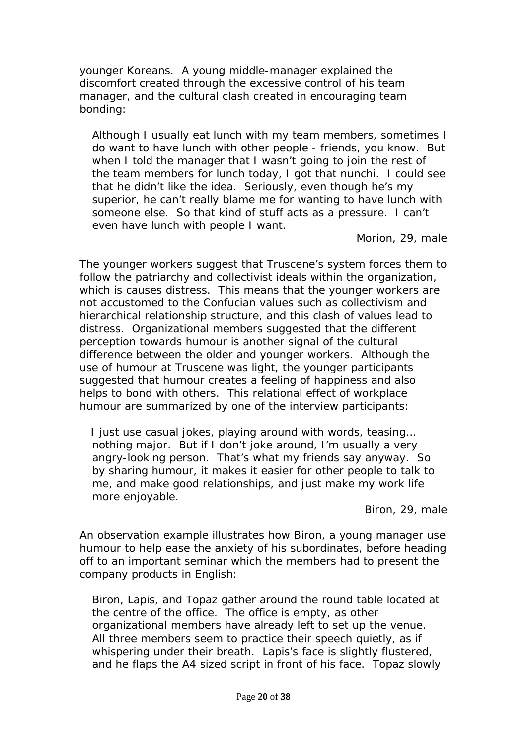younger Koreans. A young middle-manager explained the discomfort created through the excessive control of his team manager, and the cultural clash created in encouraging team bonding:

> Although I usually eat lunch with my team members, sometimes I do want to have lunch with other people - friends, you know. But when I told the manager that I wasn't going to join the rest of the team members for lunch today, I got that nunchi. I could see that he didn't like the idea. Seriously, even though he's my superior, he can't really blame me for wanting to have lunch with someone else. So that kind of stuff acts as a pressure. I can't even have lunch with people I want.
>
> Morion, 29, male

The younger workers suggest that Truscene's system forces them to follow the patriarchy and collectivist ideals within the organization, which is causes distress. This means that the younger workers are not accustomed to the Confucian values such as collectivism and hierarchical relationship structure, and this clash of values lead to distress. Organizational members suggested that the different perception towards humour is another signal of the cultural difference between the older and younger workers. Although the use of humour at Truscene was light, the younger participants suggested that humour creates a feeling of happiness and also helps to bond with others. This relational effect of workplace humour are summarized by one of the interview participants:

> I just use casual jokes, playing around with words, teasing… nothing major. But if I don't joke around, I'm usually a very angry-looking person. That's what my friends say anyway. So by sharing humour, it makes it easier for other people to talk to me, and make good relationships, and just make my work life more enjoyable.
>
> Biron, 29, male

An observation example illustrates how Biron, a young manager use humour to help ease the anxiety of his subordinates, before heading off to an important seminar which the members had to present the company products in English:

> Biron, Lapis, and Topaz gather around the round table located at the centre of the office. The office is empty, as other organizational members have already left to set up the venue. All three members seem to practice their speech quietly, as if whispering under their breath. Lapis's face is slightly flustered, and he flaps the A4 sized script in front of his face. Topaz slowly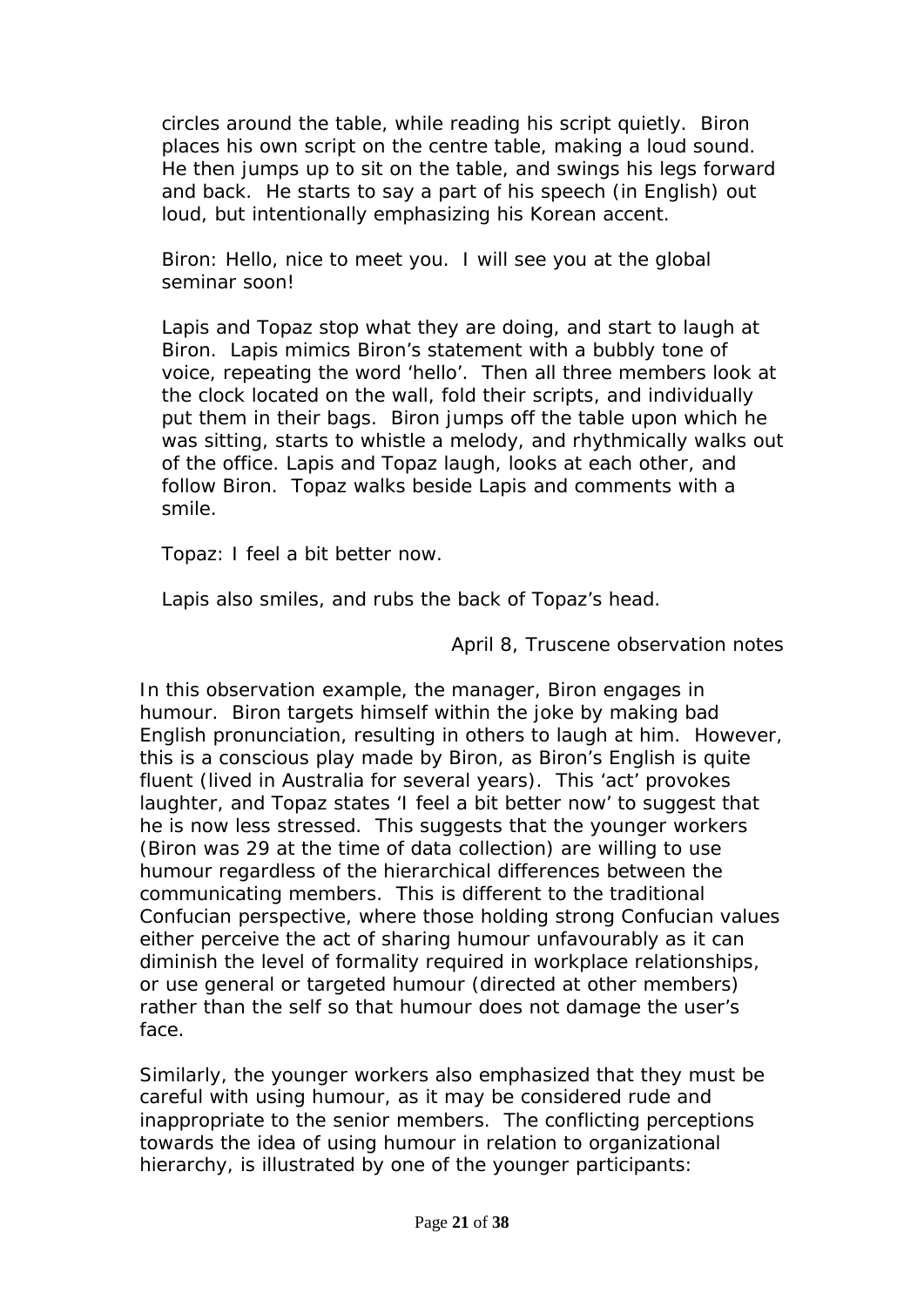circles around the table, while reading his script quietly. Biron places his own script on the centre table, making a loud sound. He then jumps up to sit on the table, and swings his legs forward and back. He starts to say a part of his speech (in English) out loud, but intentionally emphasizing his Korean accent.

Biron: Hello, nice to meet you. I will see you at the global seminar soon!

Lapis and Topaz stop what they are doing, and start to laugh at Biron. Lapis mimics Biron's statement with a bubbly tone of voice, repeating the word 'hello'. Then all three members look at the clock located on the wall, fold their scripts, and individually put them in their bags. Biron jumps off the table upon which he was sitting, starts to whistle a melody, and rhythmically walks out of the office. Lapis and Topaz laugh, looks at each other, and follow Biron. Topaz walks beside Lapis and comments with a smile.

Topaz: I feel a bit better now.

Lapis also smiles, and rubs the back of Topaz's head.

April 8, Truscene observation notes

In this observation example, the manager, Biron engages in humour. Biron targets himself within the joke by making bad English pronunciation, resulting in others to laugh at him. However, this is a conscious play made by Biron, as Biron's English is quite fluent (lived in Australia for several years). This 'act' provokes laughter, and Topaz states 'I feel a bit better now' to suggest that he is now less stressed. This suggests that the younger workers (Biron was 29 at the time of data collection) are willing to use humour regardless of the hierarchical differences between the communicating members. This is different to the traditional Confucian perspective, where those holding strong Confucian values either perceive the act of sharing humour unfavourably as it can diminish the level of formality required in workplace relationships, or use general or targeted humour (directed at other members) rather than the self so that humour does not damage the user's face.

Similarly, the younger workers also emphasized that they must be careful with using humour, as it may be considered rude and inappropriate to the senior members. The conflicting perceptions towards the idea of using humour in relation to organizational hierarchy, is illustrated by one of the younger participants: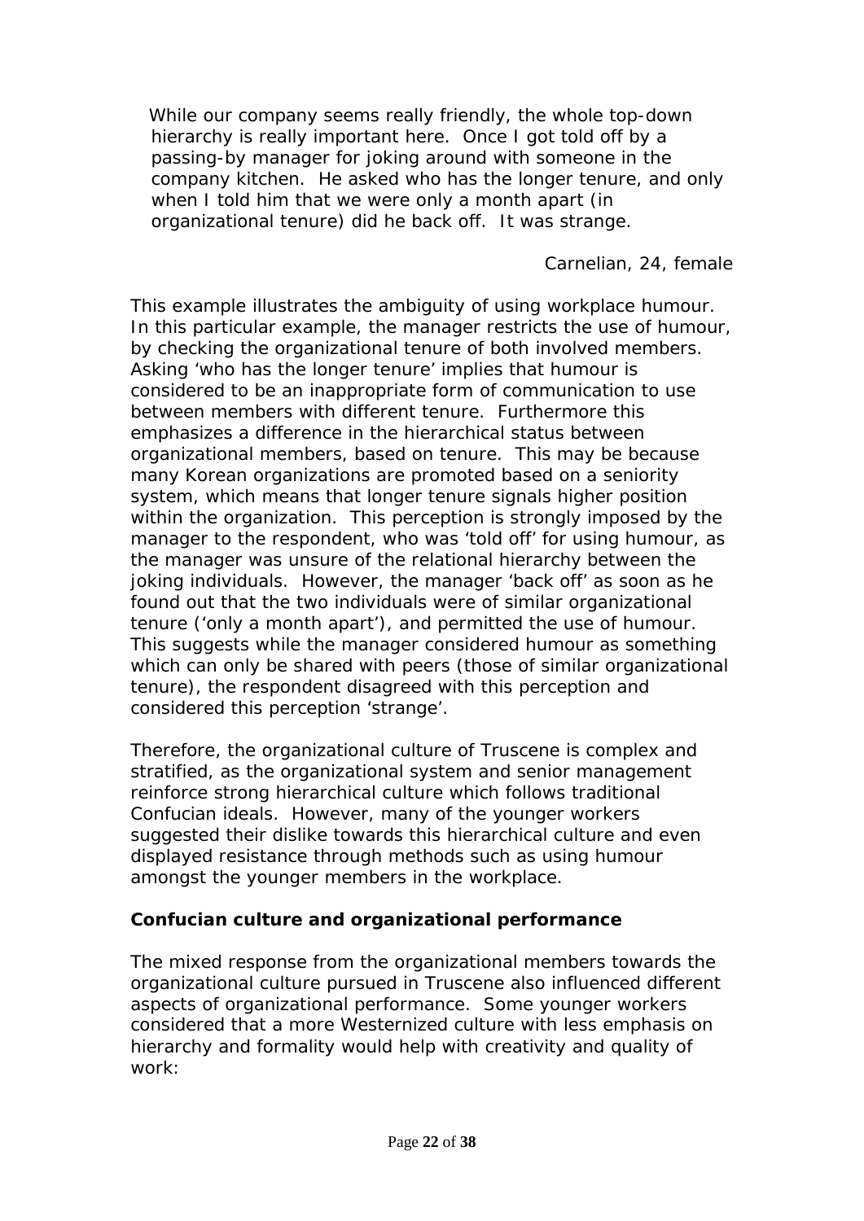> While our company seems really friendly, the whole top-down hierarchy is really important here. Once I got told off by a passing-by manager for joking around with someone in the company kitchen. He asked who has the longer tenure, and only when I told him that we were only a month apart (in organizational tenure) did he back off. It was strange.
>
> Carnelian, 24, female

This example illustrates the ambiguity of using workplace humour. In this particular example, the manager restricts the use of humour, by checking the organizational tenure of both involved members. Asking 'who has the longer tenure' implies that humour is considered to be an inappropriate form of communication to use between members with different tenure. Furthermore this emphasizes a difference in the hierarchical status between organizational members, based on tenure. This may be because many Korean organizations are promoted based on a seniority system, which means that longer tenure signals higher position within the organization. This perception is strongly imposed by the manager to the respondent, who was 'told off' for using humour, as the manager was unsure of the relational hierarchy between the joking individuals. However, the manager 'back off' as soon as he found out that the two individuals were of similar organizational tenure ('only a month apart'), and permitted the use of humour. This suggests while the manager considered humour as something which can only be shared with peers (those of similar organizational tenure), the respondent disagreed with this perception and considered this perception 'strange'.

Therefore, the organizational culture of Truscene is complex and stratified, as the organizational system and senior management reinforce strong hierarchical culture which follows traditional Confucian ideals. However, many of the younger workers suggested their dislike towards this hierarchical culture and even displayed resistance through methods such as using humour amongst the younger members in the workplace.

### Confucian culture and organizational performance

The mixed response from the organizational members towards the organizational culture pursued in Truscene also influenced different aspects of organizational performance. Some younger workers considered that a more Westernized culture with less emphasis on hierarchy and formality would help with creativity and quality of work: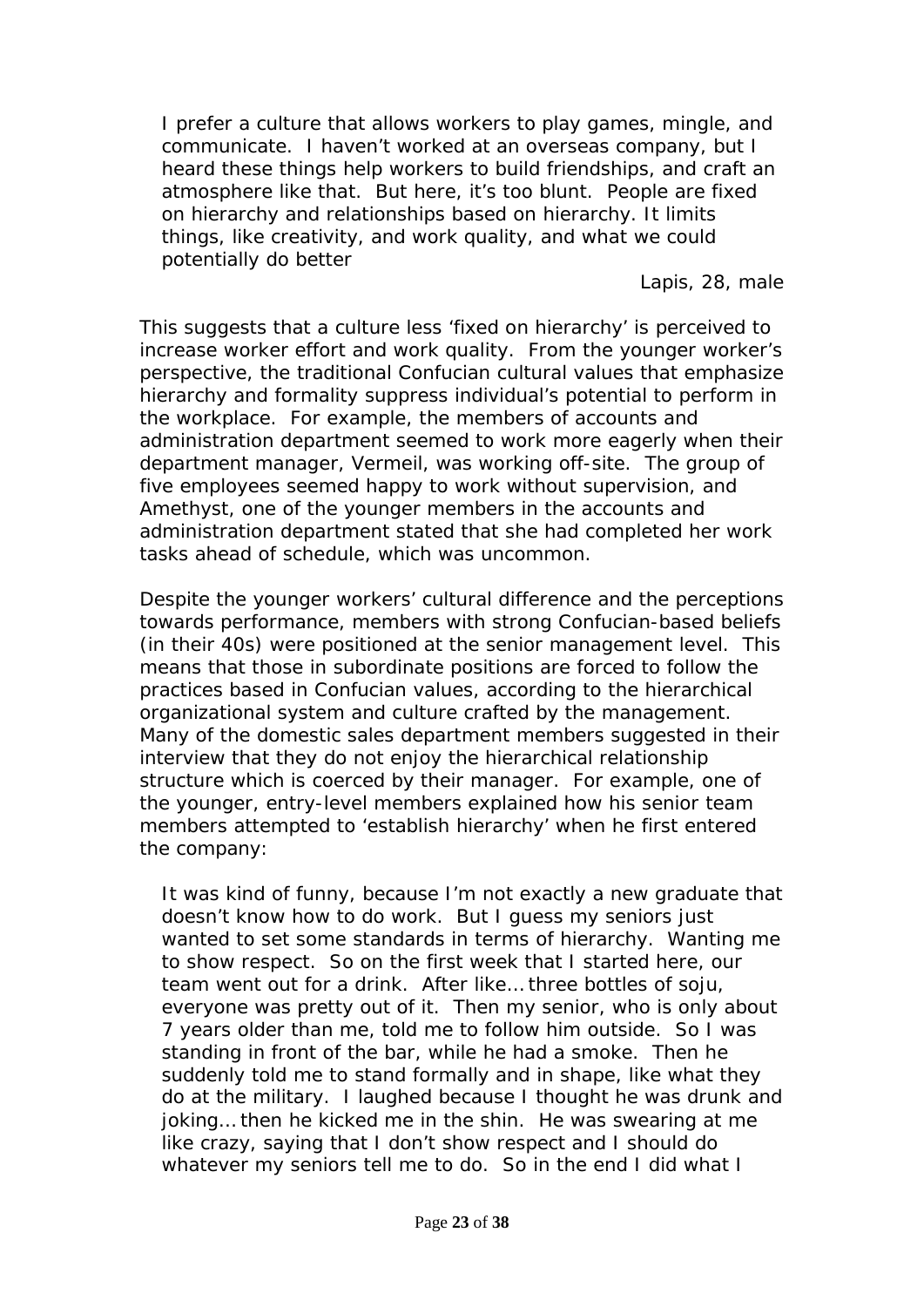> I prefer a culture that allows workers to play games, mingle, and communicate. I haven't worked at an overseas company, but I heard these things help workers to build friendships, and craft an atmosphere like that. But here, it's too blunt. People are fixed on hierarchy and relationships based on hierarchy. It limits things, like creativity, and work quality, and what we could potentially do better
>
> Lapis, 28, male

This suggests that a culture less 'fixed on hierarchy' is perceived to increase worker effort and work quality. From the younger worker's perspective, the traditional Confucian cultural values that emphasize hierarchy and formality suppress individual's potential to perform in the workplace. For example, the members of accounts and administration department seemed to work more eagerly when their department manager, Vermeil, was working off-site. The group of five employees seemed happy to work without supervision, and Amethyst, one of the younger members in the accounts and administration department stated that she had completed her work tasks ahead of schedule, which was uncommon.

Despite the younger workers' cultural difference and the perceptions towards performance, members with strong Confucian-based beliefs (in their 40s) were positioned at the senior management level. This means that those in subordinate positions are forced to follow the practices based in Confucian values, according to the hierarchical organizational system and culture crafted by the management. Many of the domestic sales department members suggested in their interview that they do not enjoy the hierarchical relationship structure which is coerced by their manager. For example, one of the younger, entry-level members explained how his senior team members attempted to 'establish hierarchy' when he first entered the company:

> It was kind of funny, because I'm not exactly a new graduate that doesn't know how to do work. But I guess my seniors just wanted to set some standards in terms of hierarchy. Wanting me to show respect. So on the first week that I started here, our team went out for a drink. After like… three bottles of soju, everyone was pretty out of it. Then my senior, who is only about 7 years older than me, told me to follow him outside. So I was standing in front of the bar, while he had a smoke. Then he suddenly told me to stand formally and in shape, like what they do at the military. I laughed because I thought he was drunk and joking… then he kicked me in the shin. He was swearing at me like crazy, saying that I don't show respect and I should do whatever my seniors tell me to do. So in the end I did what I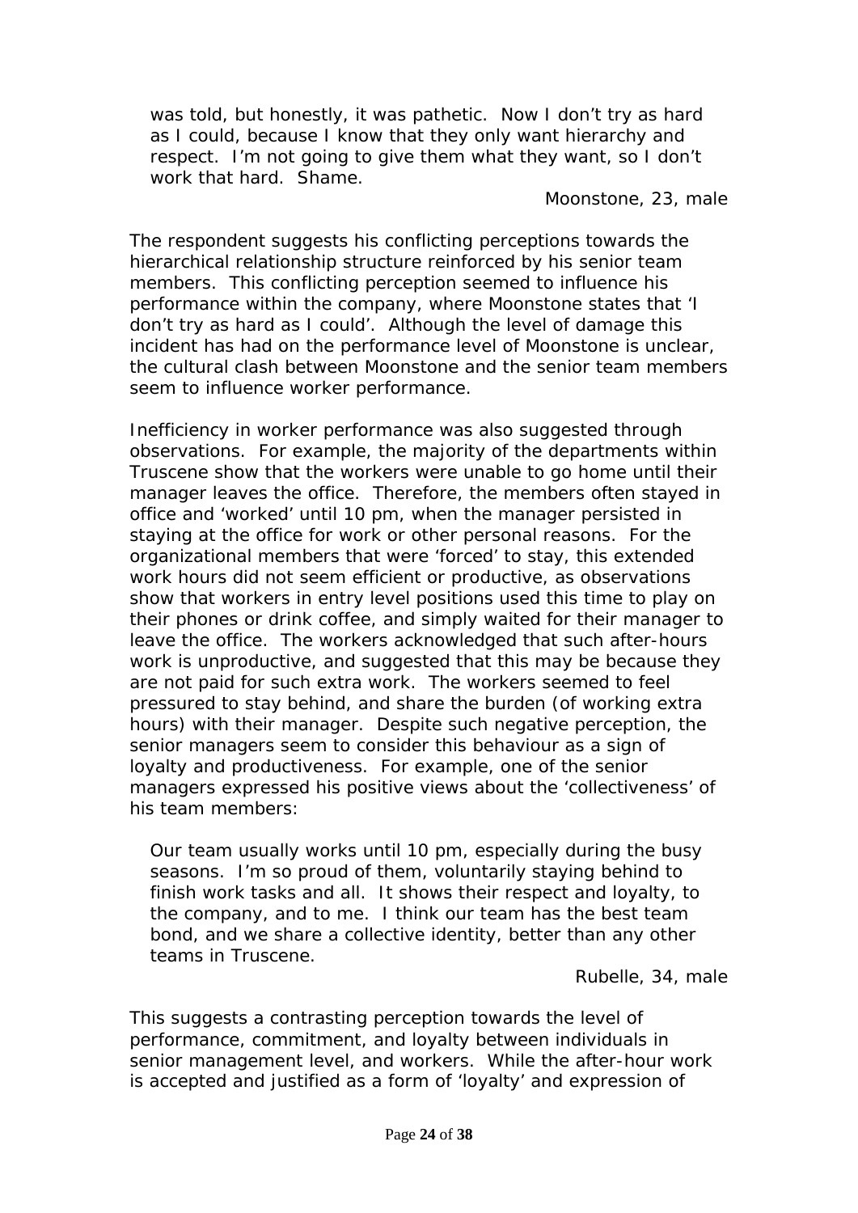> was told, but honestly, it was pathetic. Now I don't try as hard as I could, because I know that they only want hierarchy and respect. I'm not going to give them what they want, so I don't work that hard. Shame.
>
> Moonstone, 23, male

The respondent suggests his conflicting perceptions towards the hierarchical relationship structure reinforced by his senior team members. This conflicting perception seemed to influence his performance within the company, where Moonstone states that 'I don't try as hard as I could'. Although the level of damage this incident has had on the performance level of Moonstone is unclear, the cultural clash between Moonstone and the senior team members seem to influence worker performance.

Inefficiency in worker performance was also suggested through observations. For example, the majority of the departments within Truscene show that the workers were unable to go home until their manager leaves the office. Therefore, the members often stayed in office and 'worked' until 10 pm, when the manager persisted in staying at the office for work or other personal reasons. For the organizational members that were 'forced' to stay, this extended work hours did not seem efficient or productive, as observations show that workers in entry level positions used this time to play on their phones or drink coffee, and simply waited for their manager to leave the office. The workers acknowledged that such after-hours work is unproductive, and suggested that this may be because they are not paid for such extra work. The workers seemed to feel pressured to stay behind, and share the burden (of working extra hours) with their manager. Despite such negative perception, the senior managers seem to consider this behaviour as a sign of loyalty and productiveness. For example, one of the senior managers expressed his positive views about the 'collectiveness' of his team members:

> Our team usually works until 10 pm, especially during the busy seasons. I'm so proud of them, voluntarily staying behind to finish work tasks and all. It shows their respect and loyalty, to the company, and to me. I think our team has the best team bond, and we share a collective identity, better than any other teams in Truscene.
>
> Rubelle, 34, male

This suggests a contrasting perception towards the level of performance, commitment, and loyalty between individuals in senior management level, and workers. While the after-hour work is accepted and justified as a form of 'loyalty' and expression of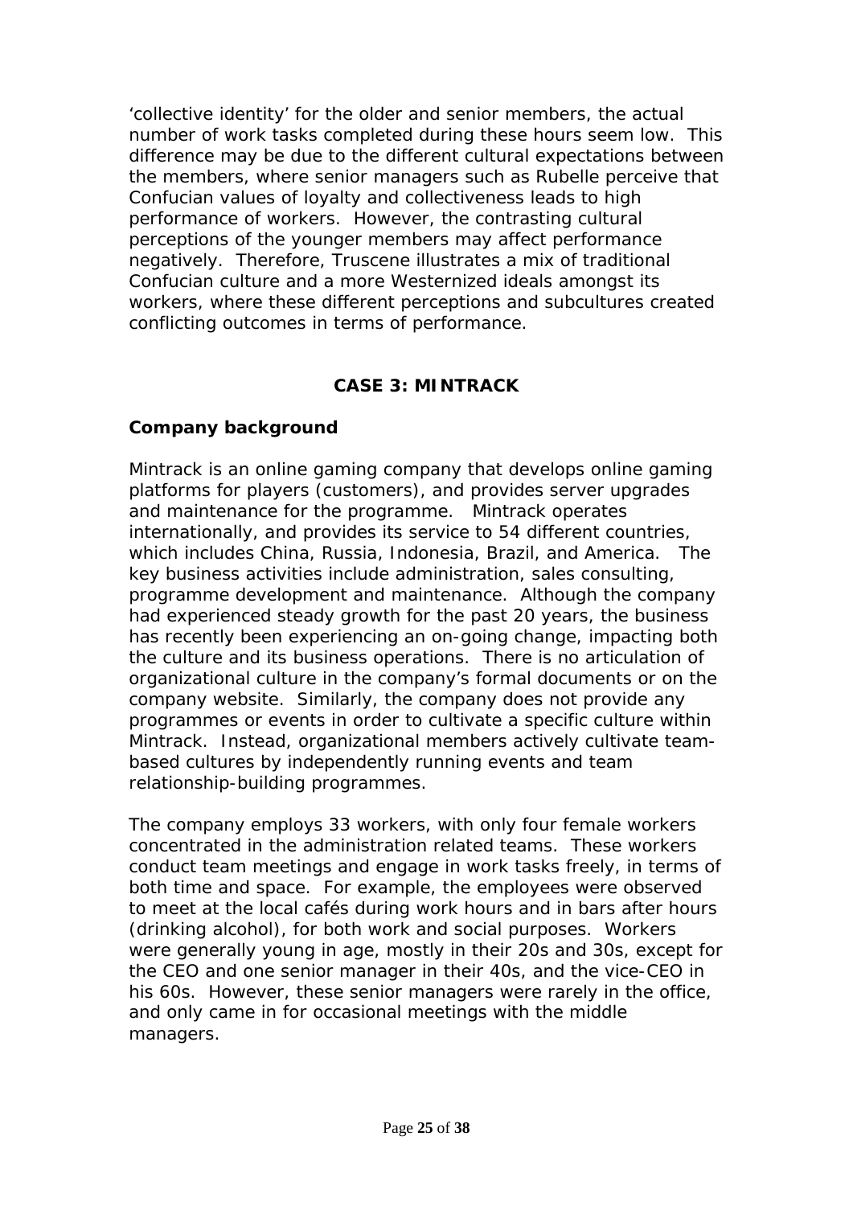‘collective identity’ for the older and senior members, the actual number of work tasks completed during these hours seem low. This difference may be due to the different cultural expectations between the members, where senior managers such as Rubelle perceive that Confucian values of loyalty and collectiveness leads to high performance of workers. However, the contrasting cultural perceptions of the younger members may affect performance negatively. Therefore, Truscene illustrates a mix of traditional Confucian culture and a more Westernized ideals amongst its workers, where these different perceptions and subcultures created conflicting outcomes in terms of performance.

## CASE 3: MINTRACK

### Company background

Mintrack is an online gaming company that develops online gaming platforms for players (customers), and provides server upgrades and maintenance for the programme. Mintrack operates internationally, and provides its service to 54 different countries, which includes China, Russia, Indonesia, Brazil, and America. The key business activities include administration, sales consulting, programme development and maintenance. Although the company had experienced steady growth for the past 20 years, the business has recently been experiencing an on-going change, impacting both the culture and its business operations. There is no articulation of organizational culture in the company’s formal documents or on the company website. Similarly, the company does not provide any programmes or events in order to cultivate a specific culture within Mintrack. Instead, organizational members actively cultivate team-based cultures by independently running events and team relationship-building programmes.

The company employs 33 workers, with only four female workers concentrated in the administration related teams. These workers conduct team meetings and engage in work tasks freely, in terms of both time and space. For example, the employees were observed to meet at the local cafés during work hours and in bars after hours (drinking alcohol), for both work and social purposes. Workers were generally young in age, mostly in their 20s and 30s, except for the CEO and one senior manager in their 40s, and the vice-CEO in his 60s. However, these senior managers were rarely in the office, and only came in for occasional meetings with the middle managers.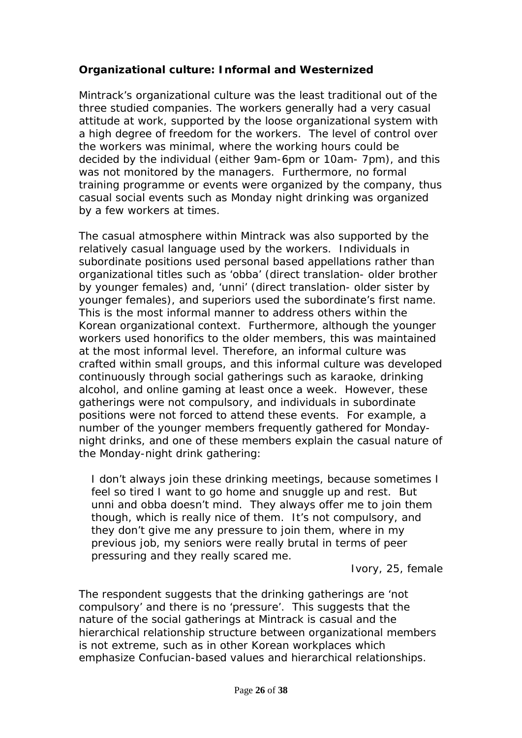**Organizational culture: Informal and Westernized**

Mintrack's organizational culture was the least traditional out of the three studied companies. The workers generally had a very casual attitude at work, supported by the loose organizational system with a high degree of freedom for the workers. The level of control over the workers was minimal, where the working hours could be decided by the individual (either 9am-6pm or 10am- 7pm), and this was not monitored by the managers. Furthermore, no formal training programme or events were organized by the company, thus casual social events such as Monday night drinking was organized by a few workers at times.

The casual atmosphere within Mintrack was also supported by the relatively casual language used by the workers. Individuals in subordinate positions used personal based appellations rather than organizational titles such as 'obba' (direct translation- older brother by younger females) and, 'unni' (direct translation- older sister by younger females), and superiors used the subordinate's first name. This is the most informal manner to address others within the Korean organizational context. Furthermore, although the younger workers used honorifics to the older members, this was maintained at the most informal level. Therefore, an informal culture was crafted within small groups, and this informal culture was developed continuously through social gatherings such as karaoke, drinking alcohol, and online gaming at least once a week. However, these gatherings were not compulsory, and individuals in subordinate positions were not forced to attend these events. For example, a number of the younger members frequently gathered for Monday-night drinks, and one of these members explain the casual nature of the Monday-night drink gathering:

> I don't always join these drinking meetings, because sometimes I feel so tired I want to go home and snuggle up and rest. But unni and obba doesn't mind. They always offer me to join them though, which is really nice of them. It's not compulsory, and they don't give me any pressure to join them, where in my previous job, my seniors were really brutal in terms of peer pressuring and they really scared me.
>
> Ivory, 25, female

The respondent suggests that the drinking gatherings are 'not compulsory' and there is no 'pressure'. This suggests that the nature of the social gatherings at Mintrack is casual and the hierarchical relationship structure between organizational members is not extreme, such as in other Korean workplaces which emphasize Confucian-based values and hierarchical relationships.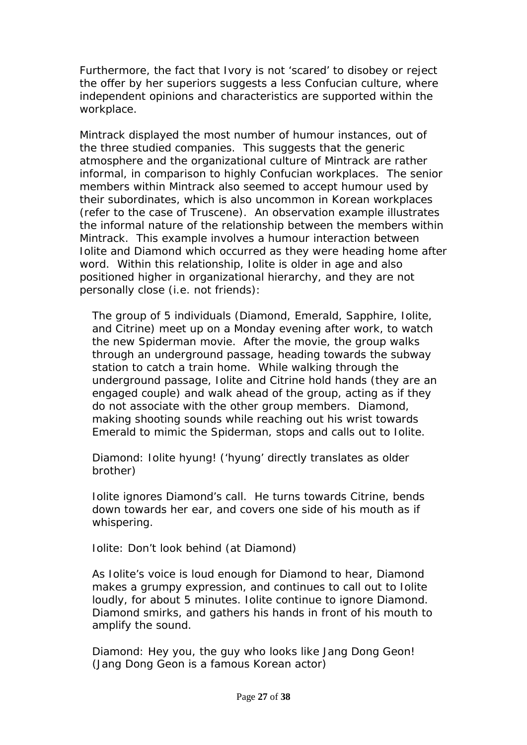Furthermore, the fact that Ivory is not 'scared' to disobey or reject the offer by her superiors suggests a less Confucian culture, where independent opinions and characteristics are supported within the workplace.

Mintrack displayed the most number of humour instances, out of the three studied companies. This suggests that the generic atmosphere and the organizational culture of Mintrack are rather informal, in comparison to highly Confucian workplaces. The senior members within Mintrack also seemed to accept humour used by their subordinates, which is also uncommon in Korean workplaces (refer to the case of Truscene). An observation example illustrates the informal nature of the relationship between the members within Mintrack. This example involves a humour interaction between Iolite and Diamond which occurred as they were heading home after word. Within this relationship, Iolite is older in age and also positioned higher in organizational hierarchy, and they are not personally close (i.e. not friends):

> The group of 5 individuals (Diamond, Emerald, Sapphire, Iolite, and Citrine) meet up on a Monday evening after work, to watch the new Spiderman movie. After the movie, the group walks through an underground passage, heading towards the subway station to catch a train home. While walking through the underground passage, Iolite and Citrine hold hands (they are an engaged couple) and walk ahead of the group, acting as if they do not associate with the other group members. Diamond, making shooting sounds while reaching out his wrist towards Emerald to mimic the Spiderman, stops and calls out to Iolite.
>
> Diamond: Iolite hyung! ('hyung' directly translates as older brother)
>
> Iolite ignores Diamond's call. He turns towards Citrine, bends down towards her ear, and covers one side of his mouth as if whispering.
>
> Iolite: Don't look behind (at Diamond)
>
> As Iolite's voice is loud enough for Diamond to hear, Diamond makes a grumpy expression, and continues to call out to Iolite loudly, for about 5 minutes. Iolite continue to ignore Diamond. Diamond smirks, and gathers his hands in front of his mouth to amplify the sound.
>
> Diamond: Hey you, the guy who looks like Jang Dong Geon! (Jang Dong Geon is a famous Korean actor)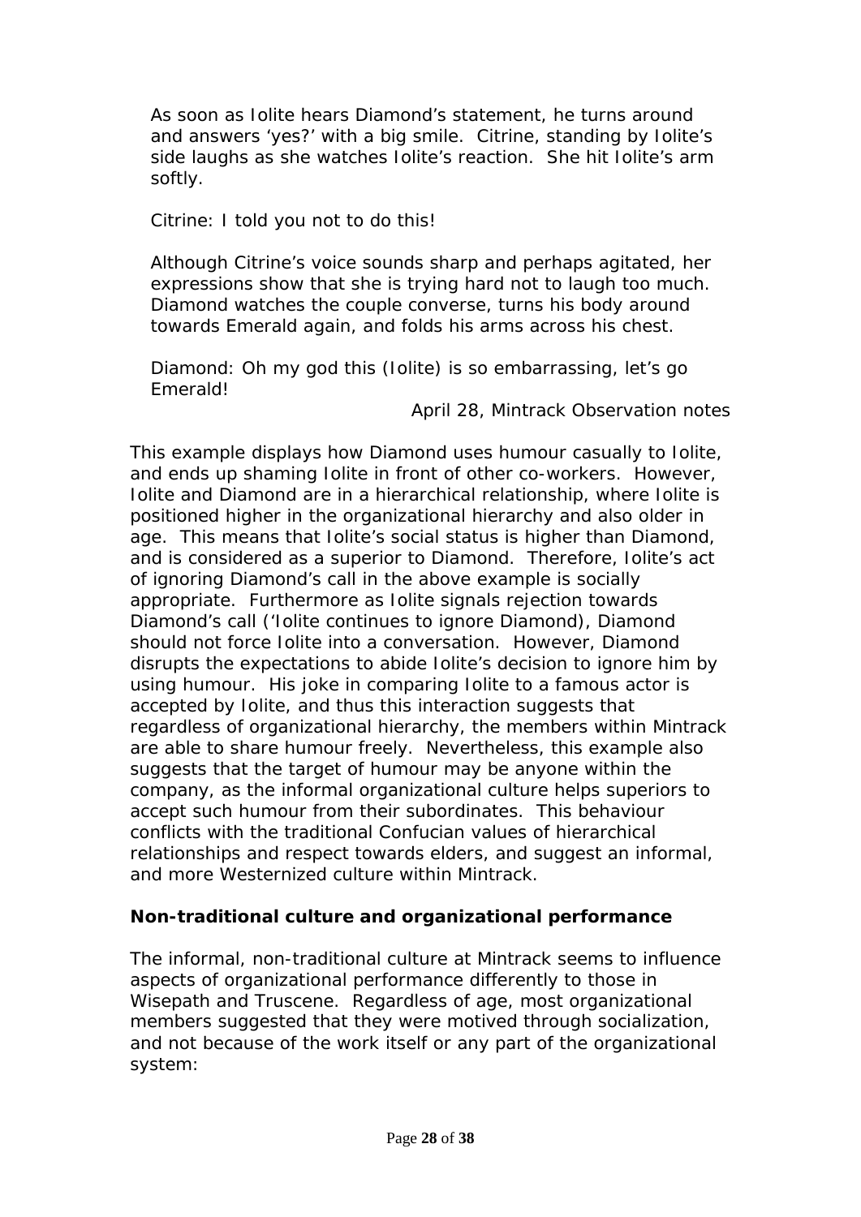> As soon as Iolite hears Diamond's statement, he turns around and answers 'yes?' with a big smile. Citrine, standing by Iolite's side laughs as she watches Iolite's reaction. She hit Iolite's arm softly.
>
> Citrine: I told you not to do this!
>
> Although Citrine's voice sounds sharp and perhaps agitated, her expressions show that she is trying hard not to laugh too much. Diamond watches the couple converse, turns his body around towards Emerald again, and folds his arms across his chest.
>
> Diamond: Oh my god this (Iolite) is so embarrassing, let's go Emerald!
>
> April 28, Mintrack Observation notes

This example displays how Diamond uses humour casually to Iolite, and ends up shaming Iolite in front of other co-workers. However, Iolite and Diamond are in a hierarchical relationship, where Iolite is positioned higher in the organizational hierarchy and also older in age. This means that Iolite's social status is higher than Diamond, and is considered as a superior to Diamond. Therefore, Iolite's act of ignoring Diamond's call in the above example is socially appropriate. Furthermore as Iolite signals rejection towards Diamond's call ('Iolite continues to ignore Diamond), Diamond should not force Iolite into a conversation. However, Diamond disrupts the expectations to abide Iolite's decision to ignore him by using humour. His joke in comparing Iolite to a famous actor is accepted by Iolite, and thus this interaction suggests that regardless of organizational hierarchy, the members within Mintrack are able to share humour freely. Nevertheless, this example also suggests that the target of humour may be anyone within the company, as the informal organizational culture helps superiors to accept such humour from their subordinates. This behaviour conflicts with the traditional Confucian values of hierarchical relationships and respect towards elders, and suggest an informal, and more Westernized culture within Mintrack.

**Non-traditional culture and organizational performance**

The informal, non-traditional culture at Mintrack seems to influence aspects of organizational performance differently to those in Wisepath and Truscene. Regardless of age, most organizational members suggested that they were motived through socialization, and not because of the work itself or any part of the organizational system: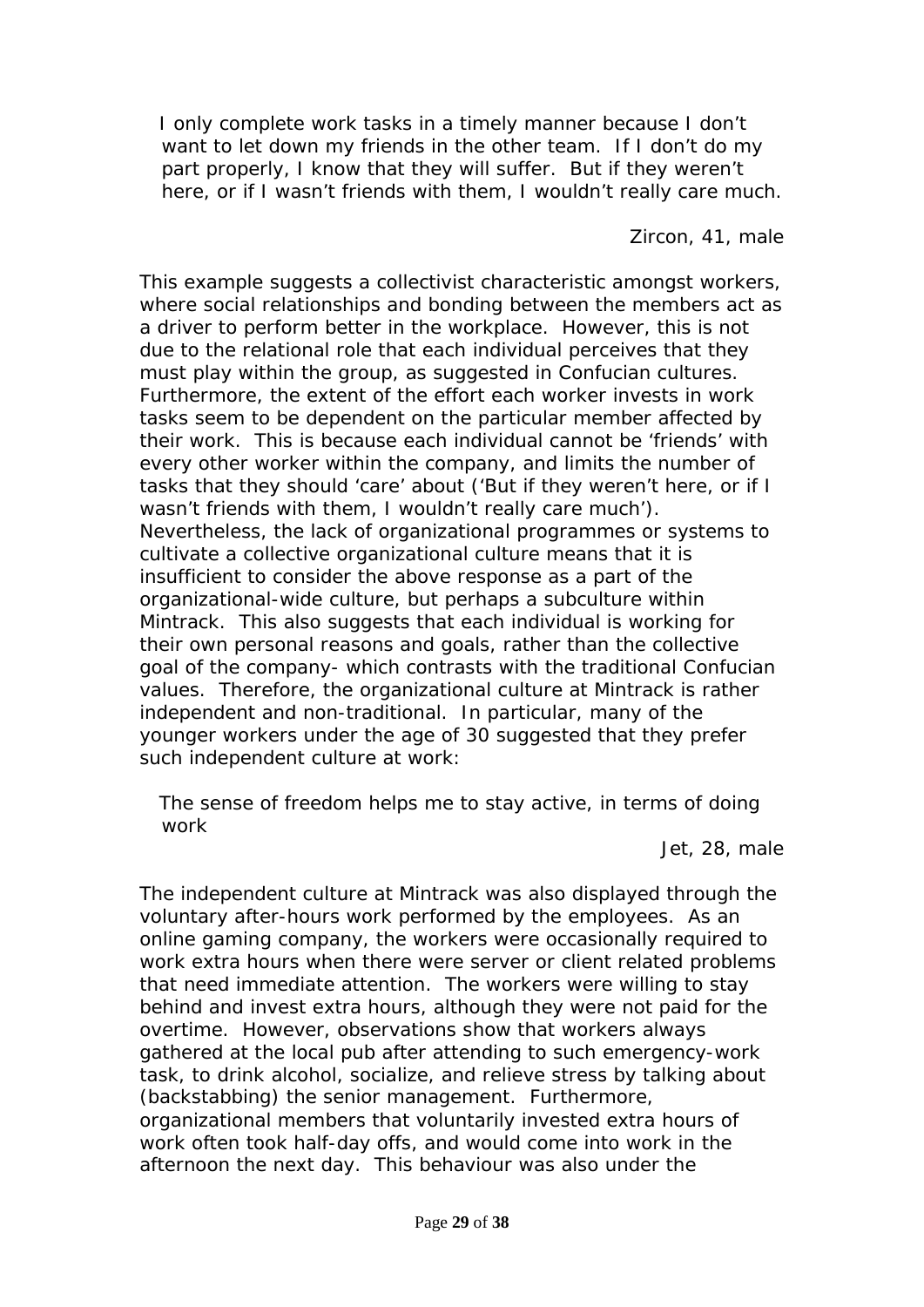> I only complete work tasks in a timely manner because I don't want to let down my friends in the other team. If I don't do my part properly, I know that they will suffer. But if they weren't here, or if I wasn't friends with them, I wouldn't really care much.
>
> Zircon, 41, male

This example suggests a collectivist characteristic amongst workers, where social relationships and bonding between the members act as a driver to perform better in the workplace. However, this is not due to the relational role that each individual perceives that they must play within the group, as suggested in Confucian cultures. Furthermore, the extent of the effort each worker invests in work tasks seem to be dependent on the particular member affected by their work. This is because each individual cannot be 'friends' with every other worker within the company, and limits the number of tasks that they should 'care' about ('But if they weren't here, or if I wasn't friends with them, I wouldn't really care much'). Nevertheless, the lack of organizational programmes or systems to cultivate a collective organizational culture means that it is insufficient to consider the above response as a part of the organizational-wide culture, but perhaps a subculture within Mintrack. This also suggests that each individual is working for their own personal reasons and goals, rather than the collective goal of the company- which contrasts with the traditional Confucian values. Therefore, the organizational culture at Mintrack is rather independent and non-traditional. In particular, many of the younger workers under the age of 30 suggested that they prefer such independent culture at work:

> The sense of freedom helps me to stay active, in terms of doing work
>
> Jet, 28, male

The independent culture at Mintrack was also displayed through the voluntary after-hours work performed by the employees. As an online gaming company, the workers were occasionally required to work extra hours when there were server or client related problems that need immediate attention. The workers were willing to stay behind and invest extra hours, although they were not paid for the overtime. However, observations show that workers always gathered at the local pub after attending to such emergency-work task, to drink alcohol, socialize, and relieve stress by talking about (backstabbing) the senior management. Furthermore, organizational members that voluntarily invested extra hours of work often took half-day offs, and would come into work in the afternoon the next day. This behaviour was also under the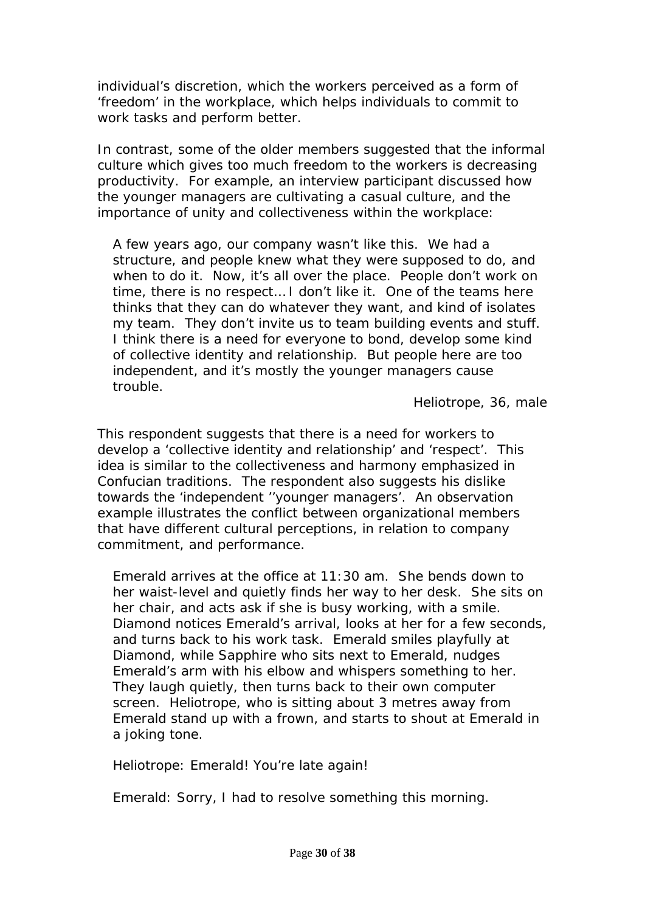individual's discretion, which the workers perceived as a form of 'freedom' in the workplace, which helps individuals to commit to work tasks and perform better.

In contrast, some of the older members suggested that the informal culture which gives too much freedom to the workers is decreasing productivity. For example, an interview participant discussed how the younger managers are cultivating a casual culture, and the importance of unity and collectiveness within the workplace:

> A few years ago, our company wasn't like this. We had a structure, and people knew what they were supposed to do, and when to do it. Now, it's all over the place. People don't work on time, there is no respect... I don't like it. One of the teams here thinks that they can do whatever they want, and kind of isolates my team. They don't invite us to team building events and stuff. I think there is a need for everyone to bond, develop some kind of collective identity and relationship. But people here are too independent, and it's mostly the younger managers cause trouble.
>
> Heliotrope, 36, male

This respondent suggests that there is a need for workers to develop a 'collective identity and relationship' and 'respect'. This idea is similar to the collectiveness and harmony emphasized in Confucian traditions. The respondent also suggests his dislike towards the 'independent ''younger managers'. An observation example illustrates the conflict between organizational members that have different cultural perceptions, in relation to company commitment, and performance.

> Emerald arrives at the office at 11:30 am. She bends down to her waist-level and quietly finds her way to her desk. She sits on her chair, and acts ask if she is busy working, with a smile. Diamond notices Emerald's arrival, looks at her for a few seconds, and turns back to his work task. Emerald smiles playfully at Diamond, while Sapphire who sits next to Emerald, nudges Emerald's arm with his elbow and whispers something to her. They laugh quietly, then turns back to their own computer screen. Heliotrope, who is sitting about 3 metres away from Emerald stand up with a frown, and starts to shout at Emerald in a joking tone.
>
> Heliotrope: Emerald! You're late again!
>
> Emerald: Sorry, I had to resolve something this morning.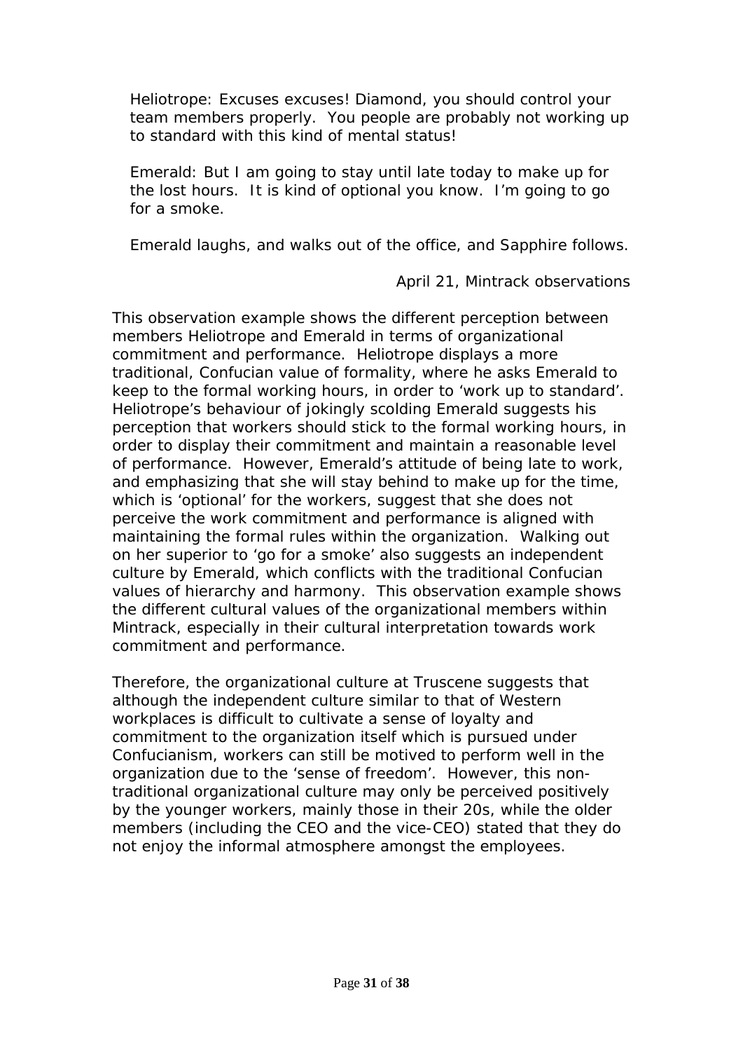> Heliotrope: Excuses excuses! Diamond, you should control your team members properly. You people are probably not working up to standard with this kind of mental status!
>
> Emerald: But I am going to stay until late today to make up for the lost hours. It is kind of optional you know. I'm going to go for a smoke.
>
> Emerald laughs, and walks out of the office, and Sapphire follows.
>
> April 21, Mintrack observations

This observation example shows the different perception between members Heliotrope and Emerald in terms of organizational commitment and performance. Heliotrope displays a more traditional, Confucian value of formality, where he asks Emerald to keep to the formal working hours, in order to 'work up to standard'. Heliotrope's behaviour of jokingly scolding Emerald suggests his perception that workers should stick to the formal working hours, in order to display their commitment and maintain a reasonable level of performance. However, Emerald's attitude of being late to work, and emphasizing that she will stay behind to make up for the time, which is 'optional' for the workers, suggest that she does not perceive the work commitment and performance is aligned with maintaining the formal rules within the organization. Walking out on her superior to 'go for a smoke' also suggests an independent culture by Emerald, which conflicts with the traditional Confucian values of hierarchy and harmony. This observation example shows the different cultural values of the organizational members within Mintrack, especially in their cultural interpretation towards work commitment and performance.

Therefore, the organizational culture at Truscene suggests that although the independent culture similar to that of Western workplaces is difficult to cultivate a sense of loyalty and commitment to the organization itself which is pursued under Confucianism, workers can still be motived to perform well in the organization due to the 'sense of freedom'. However, this non-traditional organizational culture may only be perceived positively by the younger workers, mainly those in their 20s, while the older members (including the CEO and the vice-CEO) stated that they do not enjoy the informal atmosphere amongst the employees.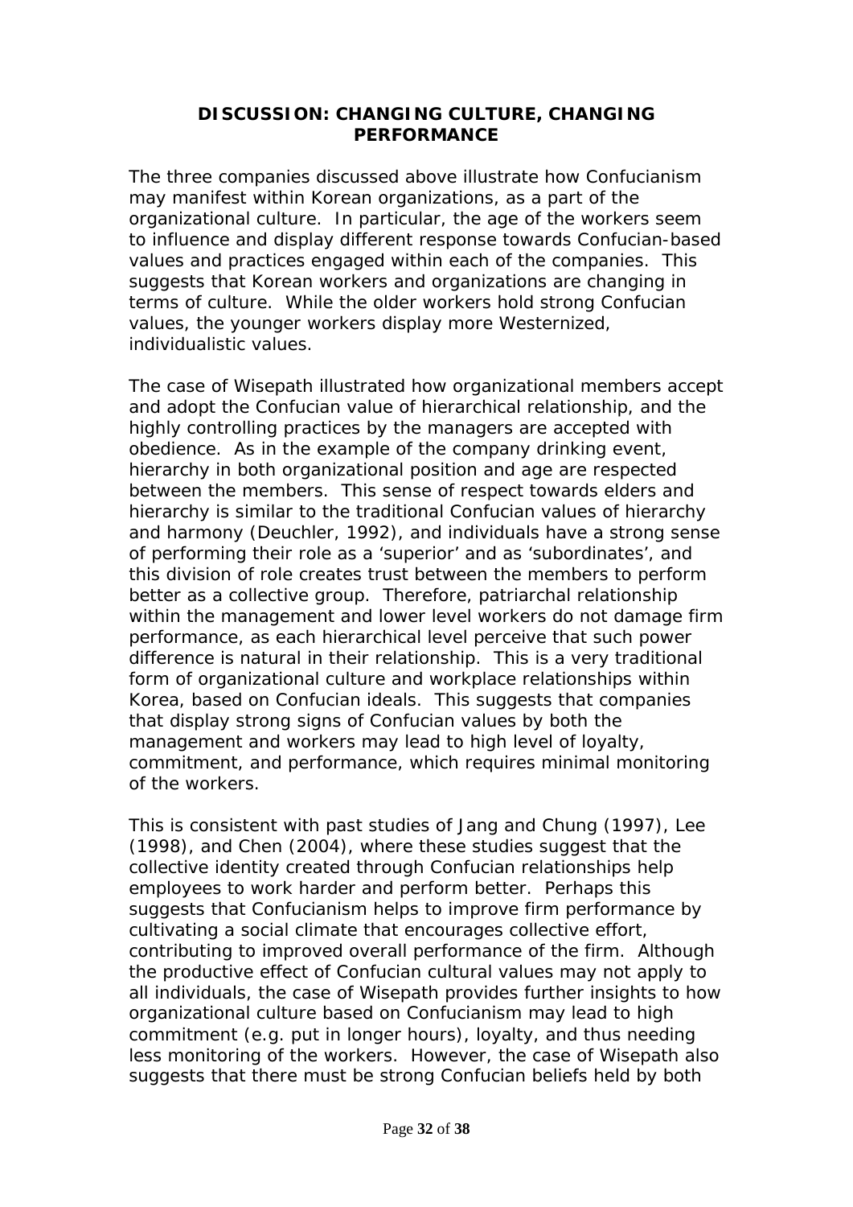## DISCUSSION: CHANGING CULTURE, CHANGING PERFORMANCE

The three companies discussed above illustrate how Confucianism may manifest within Korean organizations, as a part of the organizational culture. In particular, the age of the workers seem to influence and display different response towards Confucian-based values and practices engaged within each of the companies. This suggests that Korean workers and organizations are changing in terms of culture. While the older workers hold strong Confucian values, the younger workers display more Westernized, individualistic values.

The case of Wisepath illustrated how organizational members accept and adopt the Confucian value of hierarchical relationship, and the highly controlling practices by the managers are accepted with obedience. As in the example of the company drinking event, hierarchy in both organizational position and age are respected between the members. This sense of respect towards elders and hierarchy is similar to the traditional Confucian values of hierarchy and harmony (Deuchler, 1992), and individuals have a strong sense of performing their role as a 'superior' and as 'subordinates', and this division of role creates trust between the members to perform better as a collective group. Therefore, patriarchal relationship within the management and lower level workers do not damage firm performance, as each hierarchical level perceive that such power difference is natural in their relationship. This is a very traditional form of organizational culture and workplace relationships within Korea, based on Confucian ideals. This suggests that companies that display strong signs of Confucian values by both the management and workers may lead to high level of loyalty, commitment, and performance, which requires minimal monitoring of the workers.

This is consistent with past studies of Jang and Chung (1997), Lee (1998), and Chen (2004), where these studies suggest that the collective identity created through Confucian relationships help employees to work harder and perform better. Perhaps this suggests that Confucianism helps to improve firm performance by cultivating a social climate that encourages collective effort, contributing to improved overall performance of the firm. Although the productive effect of Confucian cultural values may not apply to all individuals, the case of Wisepath provides further insights to how organizational culture based on Confucianism may lead to high commitment (e.g. put in longer hours), loyalty, and thus needing less monitoring of the workers. However, the case of Wisepath also suggests that there must be strong Confucian beliefs held by both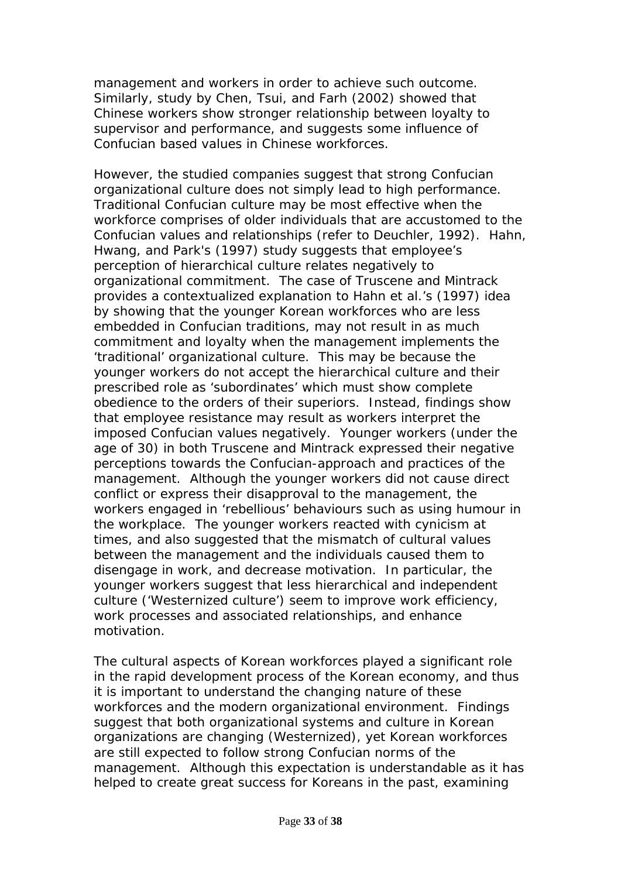management and workers in order to achieve such outcome. Similarly, study by Chen, Tsui, and Farh (2002) showed that Chinese workers show stronger relationship between loyalty to supervisor and performance, and suggests some influence of Confucian based values in Chinese workforces.

However, the studied companies suggest that strong Confucian organizational culture does not simply lead to high performance. Traditional Confucian culture may be most effective when the workforce comprises of older individuals that are accustomed to the Confucian values and relationships (refer to Deuchler, 1992). Hahn, Hwang, and Park's (1997) study suggests that employee's perception of hierarchical culture relates negatively to organizational commitment. The case of Truscene and Mintrack provides a contextualized explanation to Hahn et al.'s (1997) idea by showing that the younger Korean workforces who are less embedded in Confucian traditions, may not result in as much commitment and loyalty when the management implements the 'traditional' organizational culture. This may be because the younger workers do not accept the hierarchical culture and their prescribed role as 'subordinates' which must show complete obedience to the orders of their superiors. Instead, findings show that employee resistance may result as workers interpret the imposed Confucian values negatively. Younger workers (under the age of 30) in both Truscene and Mintrack expressed their negative perceptions towards the Confucian-approach and practices of the management. Although the younger workers did not cause direct conflict or express their disapproval to the management, the workers engaged in 'rebellious' behaviours such as using humour in the workplace. The younger workers reacted with cynicism at times, and also suggested that the mismatch of cultural values between the management and the individuals caused them to disengage in work, and decrease motivation. In particular, the younger workers suggest that less hierarchical and independent culture ('Westernized culture') seem to improve work efficiency, work processes and associated relationships, and enhance motivation.

The cultural aspects of Korean workforces played a significant role in the rapid development process of the Korean economy, and thus it is important to understand the changing nature of these workforces and the modern organizational environment. Findings suggest that both organizational systems and culture in Korean organizations are changing (Westernized), yet Korean workforces are still expected to follow strong Confucian norms of the management. Although this expectation is understandable as it has helped to create great success for Koreans in the past, examining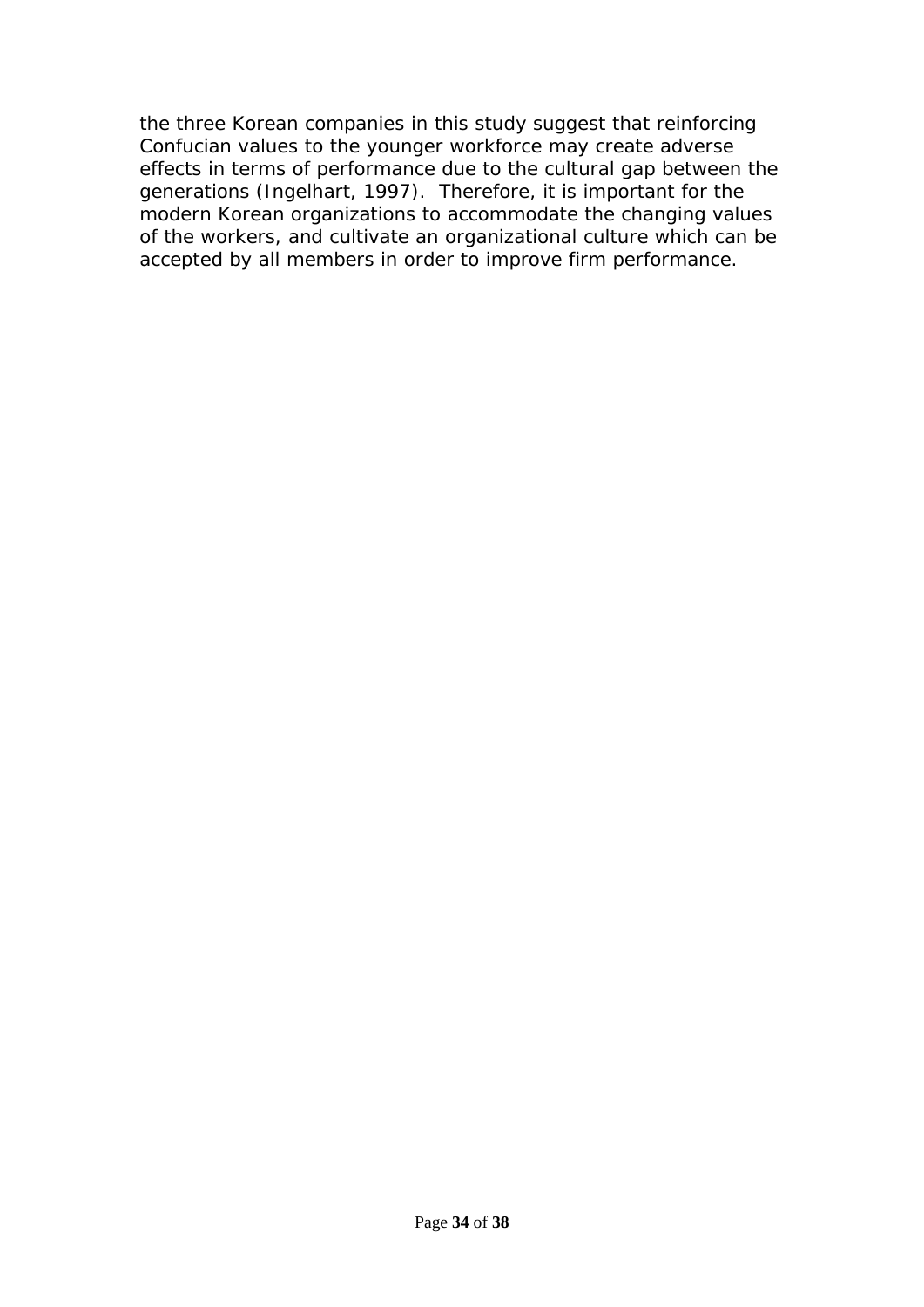the three Korean companies in this study suggest that reinforcing Confucian values to the younger workforce may create adverse effects in terms of performance due to the cultural gap between the generations (Ingelhart, 1997). Therefore, it is important for the modern Korean organizations to accommodate the changing values of the workers, and cultivate an organizational culture which can be accepted by all members in order to improve firm performance.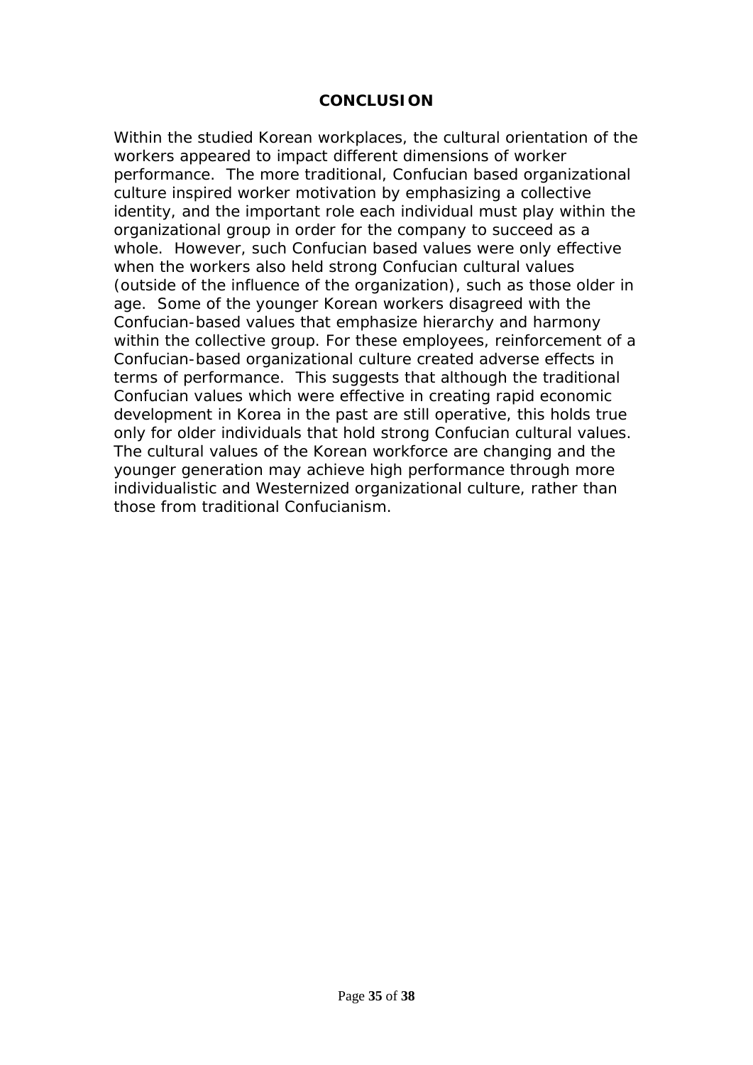## CONCLUSION

Within the studied Korean workplaces, the cultural orientation of the workers appeared to impact different dimensions of worker performance. The more traditional, Confucian based organizational culture inspired worker motivation by emphasizing a collective identity, and the important role each individual must play within the organizational group in order for the company to succeed as a whole. However, such Confucian based values were only effective when the workers also held strong Confucian cultural values (outside of the influence of the organization), such as those older in age. Some of the younger Korean workers disagreed with the Confucian-based values that emphasize hierarchy and harmony within the collective group. For these employees, reinforcement of a Confucian-based organizational culture created adverse effects in terms of performance. This suggests that although the traditional Confucian values which were effective in creating rapid economic development in Korea in the past are still operative, this holds true only for older individuals that hold strong Confucian cultural values. The cultural values of the Korean workforce are changing and the younger generation may achieve high performance through more individualistic and Westernized organizational culture, rather than those from traditional Confucianism.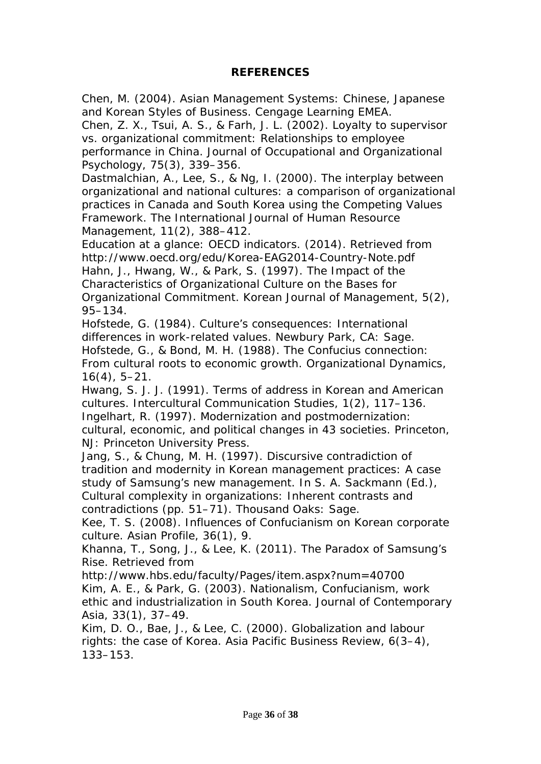## REFERENCES

Chen, M. (2004). Asian Management Systems: Chinese, Japanese and Korean Styles of Business. Cengage Learning EMEA.

Chen, Z. X., Tsui, A. S., & Farh, J. L. (2002). Loyalty to supervisor vs. organizational commitment: Relationships to employee performance in China. Journal of Occupational and Organizational Psychology, 75(3), 339–356.

Dastmalchian, A., Lee, S., & Ng, I. (2000). The interplay between organizational and national cultures: a comparison of organizational practices in Canada and South Korea using the Competing Values Framework. The International Journal of Human Resource Management, 11(2), 388–412.

Education at a glance: OECD indicators. (2014). Retrieved from http://www.oecd.org/edu/Korea-EAG2014-Country-Note.pdf

Hahn, J., Hwang, W., & Park, S. (1997). The Impact of the Characteristics of Organizational Culture on the Bases for Organizational Commitment. Korean Journal of Management, 5(2), 95–134.

Hofstede, G. (1984). Culture's consequences: International differences in work-related values. Newbury Park, CA: Sage.

Hofstede, G., & Bond, M. H. (1988). The Confucius connection: From cultural roots to economic growth. Organizational Dynamics, 16(4), 5–21.

Hwang, S. J. J. (1991). Terms of address in Korean and American cultures. Intercultural Communication Studies, 1(2), 117–136.

Ingelhart, R. (1997). Modernization and postmodernization: cultural, economic, and political changes in 43 societies. Princeton, NJ: Princeton University Press.

Jang, S., & Chung, M. H. (1997). Discursive contradiction of tradition and modernity in Korean management practices: A case study of Samsung's new management. In S. A. Sackmann (Ed.), Cultural complexity in organizations: Inherent contrasts and contradictions (pp. 51–71). Thousand Oaks: Sage.

Kee, T. S. (2008). Influences of Confucianism on Korean corporate culture. Asian Profile, 36(1), 9.

Khanna, T., Song, J., & Lee, K. (2011). The Paradox of Samsung's Rise. Retrieved from http://www.hbs.edu/faculty/Pages/item.aspx?num=40700

Kim, A. E., & Park, G. (2003). Nationalism, Confucianism, work ethic and industrialization in South Korea. Journal of Contemporary Asia, 33(1), 37–49.

Kim, D. O., Bae, J., & Lee, C. (2000). Globalization and labour rights: the case of Korea. Asia Pacific Business Review, 6(3–4), 133–153.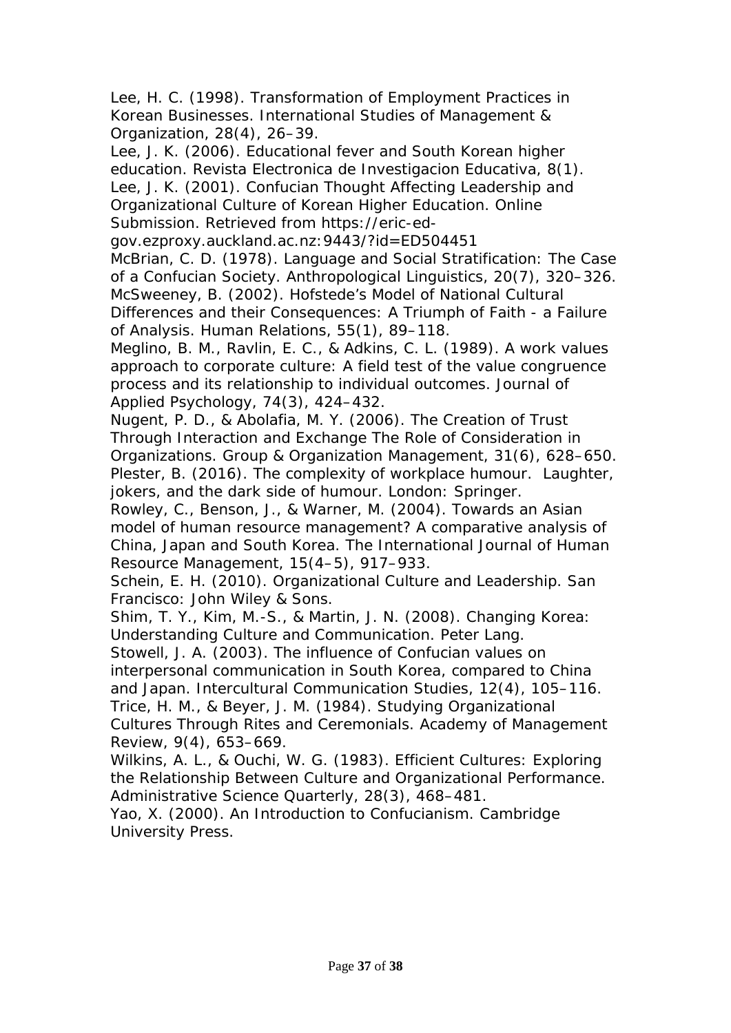Lee, H. C. (1998). Transformation of Employment Practices in Korean Businesses. International Studies of Management & Organization, 28(4), 26–39.

Lee, J. K. (2006). Educational fever and South Korean higher education. Revista Electronica de Investigacion Educativa, 8(1).

Lee, J. K. (2001). Confucian Thought Affecting Leadership and Organizational Culture of Korean Higher Education. Online Submission. Retrieved from https://eric-ed-gov.ezproxy.auckland.ac.nz:9443/?id=ED504451

McBrian, C. D. (1978). Language and Social Stratification: The Case of a Confucian Society. Anthropological Linguistics, 20(7), 320–326.

McSweeney, B. (2002). Hofstede's Model of National Cultural Differences and their Consequences: A Triumph of Faith - a Failure of Analysis. Human Relations, 55(1), 89–118.

Meglino, B. M., Ravlin, E. C., & Adkins, C. L. (1989). A work values approach to corporate culture: A field test of the value congruence process and its relationship to individual outcomes. Journal of Applied Psychology, 74(3), 424–432.

Nugent, P. D., & Abolafia, M. Y. (2006). The Creation of Trust Through Interaction and Exchange The Role of Consideration in Organizations. Group & Organization Management, 31(6), 628–650.

Plester, B. (2016). The complexity of workplace humour. Laughter, jokers, and the dark side of humour. London: Springer.

Rowley, C., Benson, J., & Warner, M. (2004). Towards an Asian model of human resource management? A comparative analysis of China, Japan and South Korea. The International Journal of Human Resource Management, 15(4–5), 917–933.

Schein, E. H. (2010). Organizational Culture and Leadership. San Francisco: John Wiley & Sons.

Shim, T. Y., Kim, M.-S., & Martin, J. N. (2008). Changing Korea: Understanding Culture and Communication. Peter Lang.

Stowell, J. A. (2003). The influence of Confucian values on interpersonal communication in South Korea, compared to China and Japan. Intercultural Communication Studies, 12(4), 105–116.

Trice, H. M., & Beyer, J. M. (1984). Studying Organizational Cultures Through Rites and Ceremonials. Academy of Management Review, 9(4), 653–669.

Wilkins, A. L., & Ouchi, W. G. (1983). Efficient Cultures: Exploring the Relationship Between Culture and Organizational Performance. Administrative Science Quarterly, 28(3), 468–481.

Yao, X. (2000). An Introduction to Confucianism. Cambridge University Press.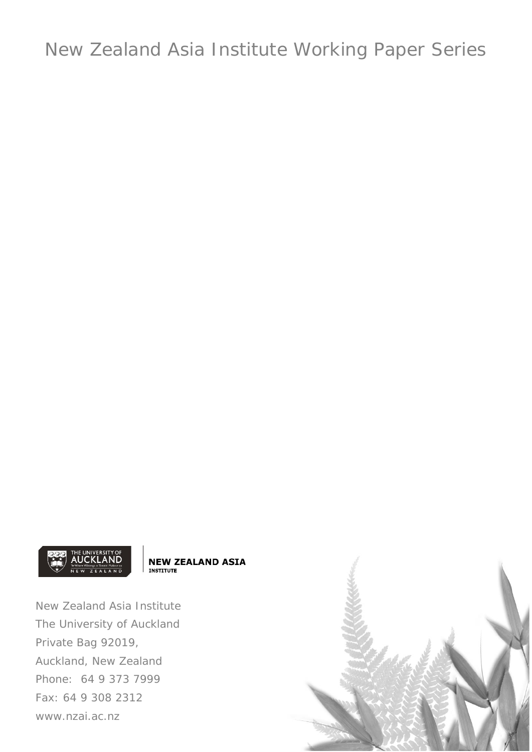# New Zealand Asia Institute Working Paper Series

THE UNIVERSITY OF AUCKLAND
NEW ZEALAND

NEW ZEALAND ASIA INSTITUTE

New Zealand Asia Institute
The University of Auckland
Private Bag 92019,
Auckland, New Zealand
Phone: 64 9 373 7999
Fax: 64 9 308 2312
www.nzai.ac.nz